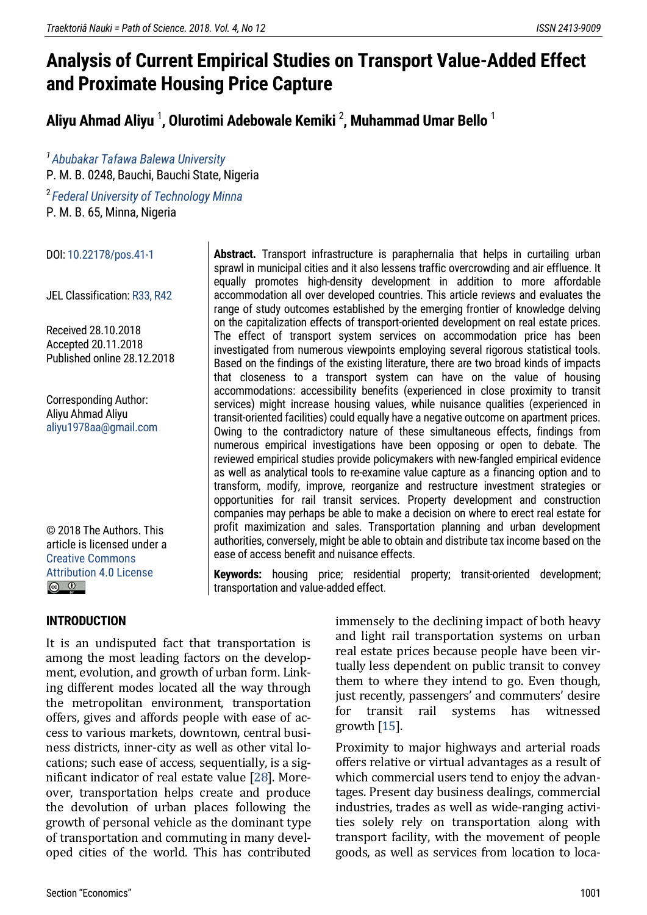# Analysis of Current Empirical Studies on Transport Value-Added Effect and Proximate Housing Price Capture

**Aliyu Ahmad Aliyu** [1], **Olurotimi Adebowale Kemiki** [2], **Muhammad Umar Bello** [1]

[1] *Abubakar Tafawa Balewa University*
P. M. B. 0248, Bauchi, Bauchi State, Nigeria

[2] *Federal University of Technology Minna*
P. M. B. 65, Minna, Nigeria

DOI: 10.22178/pos.41-1

JEL Classification: R33, R42

Received 28.10.2018
Accepted 20.11.2018
Published online 28.12.2018

Corresponding Author:
Aliyu Ahmad Aliyu
aliyu1978aa@gmail.com

© 2018 The Authors. This article is licensed under a Creative Commons Attribution 4.0 License

**Abstract.** Transport infrastructure is paraphernalia that helps in curtailing urban sprawl in municipal cities and it also lessens traffic overcrowding and air effluence. It equally promotes high-density development in addition to more affordable accommodation all over developed countries. This article reviews and evaluates the range of study outcomes established by the emerging frontier of knowledge delving on the capitalization effects of transport-oriented development on real estate prices. The effect of transport system services on accommodation price has been investigated from numerous viewpoints employing several rigorous statistical tools. Based on the findings of the existing literature, there are two broad kinds of impacts that closeness to a transport system can have on the value of housing accommodations: accessibility benefits (experienced in close proximity to transit services) might increase housing values, while nuisance qualities (experienced in transit-oriented facilities) could equally have a negative outcome on apartment prices. Owing to the contradictory nature of these simultaneous effects, findings from numerous empirical investigations have been opposing or open to debate. The reviewed empirical studies provide policymakers with new-fangled empirical evidence as well as analytical tools to re-examine value capture as a financing option and to transform, modify, improve, reorganize and restructure investment strategies or opportunities for rail transit services. Property development and construction companies may perhaps be able to make a decision on where to erect real estate for profit maximization and sales. Transportation planning and urban development authorities, conversely, might be able to obtain and distribute tax income based on the ease of access benefit and nuisance effects.

**Keywords:** housing price; residential property; transit-oriented development; transportation and value-added effect.

## INTRODUCTION

It is an undisputed fact that transportation is among the most leading factors on the development, evolution, and growth of urban form. Linking different modes located all the way through the metropolitan environment, transportation offers, gives and affords people with ease of access to various markets, downtown, central business districts, inner-city as well as other vital locations; such ease of access, sequentially, is a significant indicator of real estate value [28]. Moreover, transportation helps create and produce the devolution of urban places following the growth of personal vehicle as the dominant type of transportation and commuting in many developed cities of the world. This has contributed immensely to the declining impact of both heavy and light rail transportation systems on urban real estate prices because people have been virtually less dependent on public transit to convey them to where they intend to go. Even though, just recently, passengers' and commuters' desire for transit rail systems has witnessed growth [15].

Proximity to major highways and arterial roads offers relative or virtual advantages as a result of which commercial users tend to enjoy the advantages. Present day business dealings, commercial industries, trades as well as wide-ranging activities solely rely on transportation along with transport facility, with the movement of people goods, as well as services from location to loca-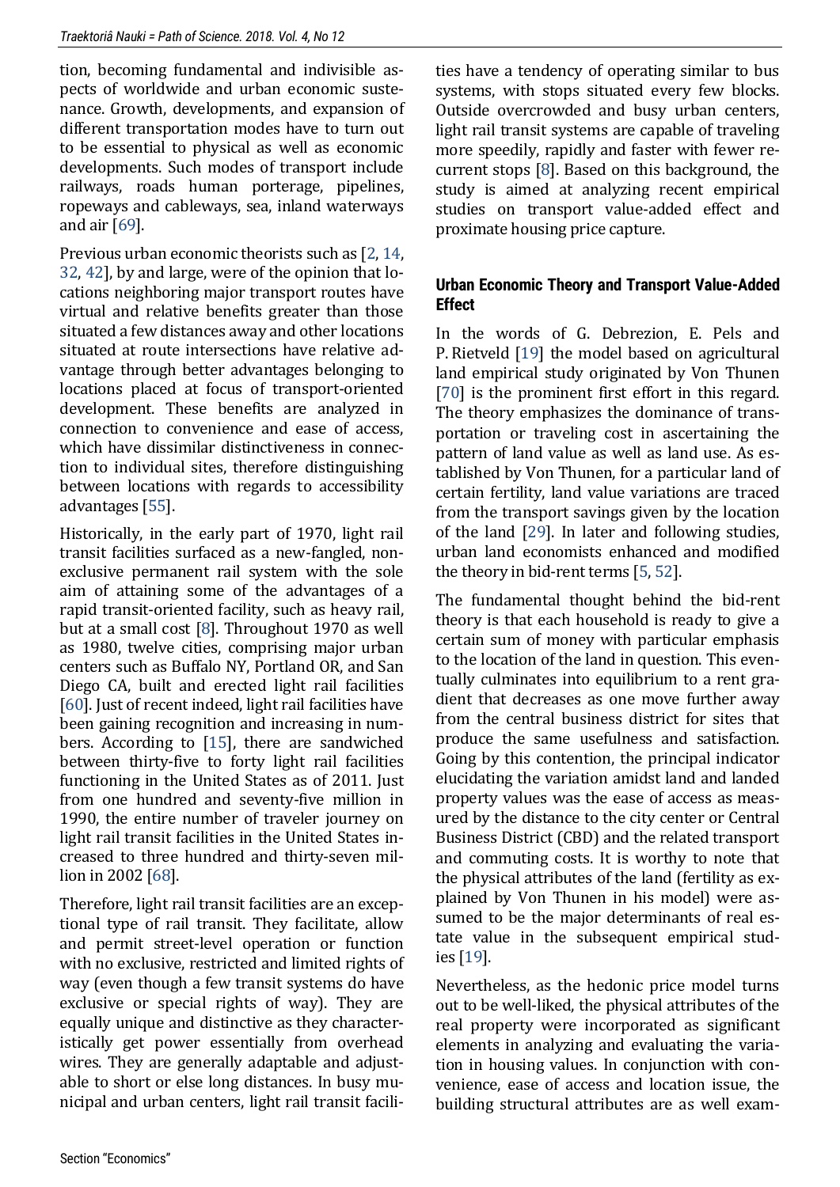tion, becoming fundamental and indivisible aspects of worldwide and urban economic sustenance. Growth, developments, and expansion of different transportation modes have to turn out to be essential to physical as well as economic developments. Such modes of transport include railways, roads human porterage, pipelines, ropeways and cableways, sea, inland waterways and air [69].

Previous urban economic theorists such as [2, 14, 32, 42], by and large, were of the opinion that locations neighboring major transport routes have virtual and relative benefits greater than those situated a few distances away and other locations situated at route intersections have relative advantage through better advantages belonging to locations placed at focus of transport-oriented development. These benefits are analyzed in connection to convenience and ease of access, which have dissimilar distinctiveness in connection to individual sites, therefore distinguishing between locations with regards to accessibility advantages [55].

Historically, in the early part of 1970, light rail transit facilities surfaced as a new-fangled, non-exclusive permanent rail system with the sole aim of attaining some of the advantages of a rapid transit-oriented facility, such as heavy rail, but at a small cost [8]. Throughout 1970 as well as 1980, twelve cities, comprising major urban centers such as Buffalo NY, Portland OR, and San Diego CA, built and erected light rail facilities [60]. Just of recent indeed, light rail facilities have been gaining recognition and increasing in numbers. According to [15], there are sandwiched between thirty-five to forty light rail facilities functioning in the United States as of 2011. Just from one hundred and seventy-five million in 1990, the entire number of traveler journey on light rail transit facilities in the United States increased to three hundred and thirty-seven million in 2002 [68].

Therefore, light rail transit facilities are an exceptional type of rail transit. They facilitate, allow and permit street-level operation or function with no exclusive, restricted and limited rights of way (even though a few transit systems do have exclusive or special rights of way). They are equally unique and distinctive as they characteristically get power essentially from overhead wires. They are generally adaptable and adjustable to short or else long distances. In busy municipal and urban centers, light rail transit facilities have a tendency of operating similar to bus systems, with stops situated every few blocks. Outside overcrowded and busy urban centers, light rail transit systems are capable of traveling more speedily, rapidly and faster with fewer recurrent stops [8]. Based on this background, the study is aimed at analyzing recent empirical studies on transport value-added effect and proximate housing price capture.

## Urban Economic Theory and Transport Value-Added Effect

In the words of G. Debrezion, E. Pels and P. Rietveld [19] the model based on agricultural land empirical study originated by Von Thunen [70] is the prominent first effort in this regard. The theory emphasizes the dominance of transportation or traveling cost in ascertaining the pattern of land value as well as land use. As established by Von Thunen, for a particular land of certain fertility, land value variations are traced from the transport savings given by the location of the land [29]. In later and following studies, urban land economists enhanced and modified the theory in bid-rent terms [5, 52].

The fundamental thought behind the bid-rent theory is that each household is ready to give a certain sum of money with particular emphasis to the location of the land in question. This eventually culminates into equilibrium to a rent gradient that decreases as one move further away from the central business district for sites that produce the same usefulness and satisfaction. Going by this contention, the principal indicator elucidating the variation amidst land and landed property values was the ease of access as measured by the distance to the city center or Central Business District (CBD) and the related transport and commuting costs. It is worthy to note that the physical attributes of the land (fertility as explained by Von Thunen in his model) were assumed to be the major determinants of real estate value in the subsequent empirical studies [19].

Nevertheless, as the hedonic price model turns out to be well-liked, the physical attributes of the real property were incorporated as significant elements in analyzing and evaluating the variation in housing values. In conjunction with convenience, ease of access and location issue, the building structural attributes are as well exam-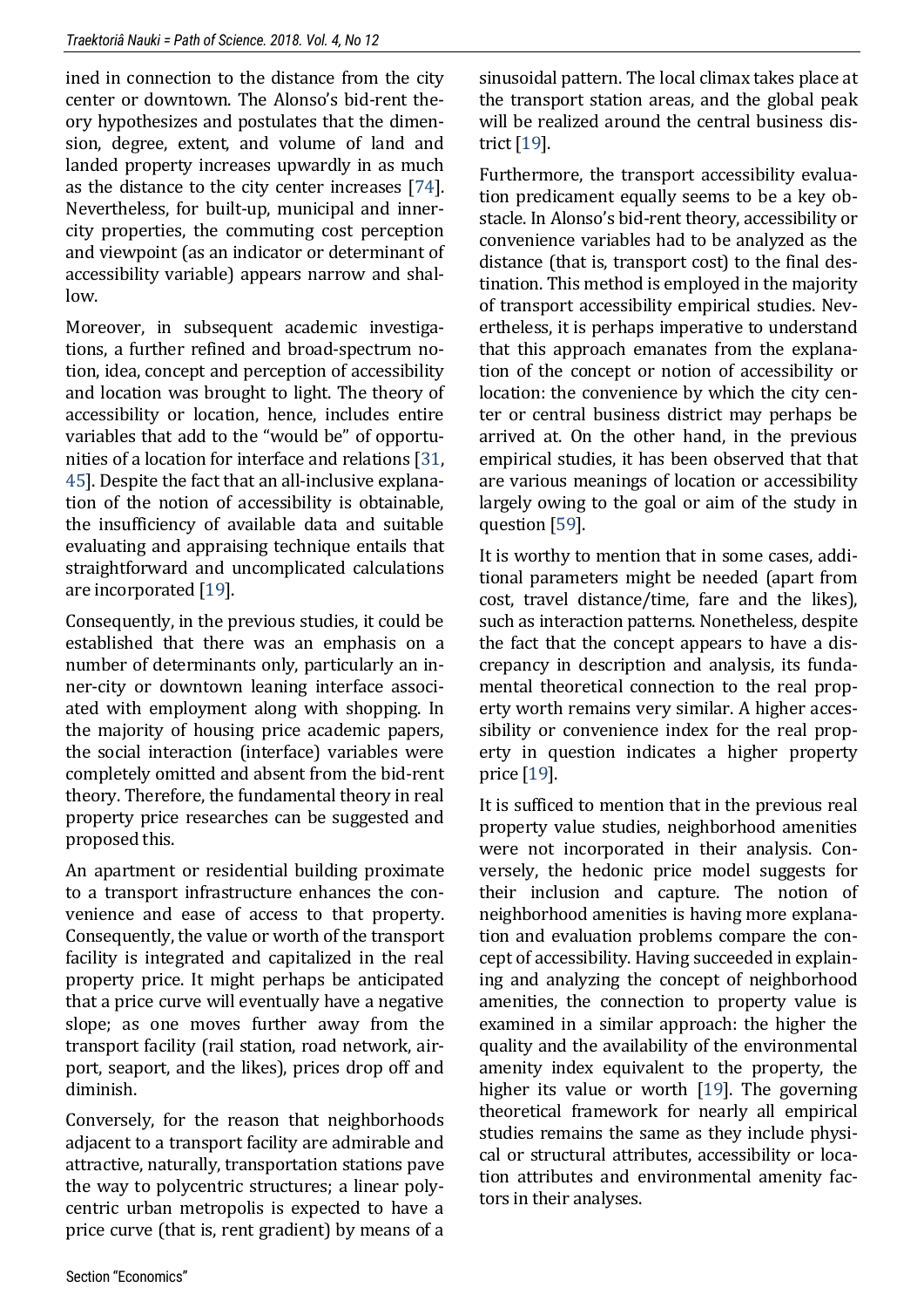ined in connection to the distance from the city center or downtown. The Alonso's bid-rent theory hypothesizes and postulates that the dimension, degree, extent, and volume of land and landed property increases upwardly in as much as the distance to the city center increases [74]. Nevertheless, for built-up, municipal and inner-city properties, the commuting cost perception and viewpoint (as an indicator or determinant of accessibility variable) appears narrow and shallow.

Moreover, in subsequent academic investigations, a further refined and broad-spectrum notion, idea, concept and perception of accessibility and location was brought to light. The theory of accessibility or location, hence, includes entire variables that add to the "would be" of opportunities of a location for interface and relations [31, 45]. Despite the fact that an all-inclusive explanation of the notion of accessibility is obtainable, the insufficiency of available data and suitable evaluating and appraising technique entails that straightforward and uncomplicated calculations are incorporated [19].

Consequently, in the previous studies, it could be established that there was an emphasis on a number of determinants only, particularly an inner-city or downtown leaning interface associated with employment along with shopping. In the majority of housing price academic papers, the social interaction (interface) variables were completely omitted and absent from the bid-rent theory. Therefore, the fundamental theory in real property price researches can be suggested and proposed this.

An apartment or residential building proximate to a transport infrastructure enhances the convenience and ease of access to that property. Consequently, the value or worth of the transport facility is integrated and capitalized in the real property price. It might perhaps be anticipated that a price curve will eventually have a negative slope; as one moves further away from the transport facility (rail station, road network, airport, seaport, and the likes), prices drop off and diminish.

Conversely, for the reason that neighborhoods adjacent to a transport facility are admirable and attractive, naturally, transportation stations pave the way to polycentric structures; a linear polycentric urban metropolis is expected to have a price curve (that is, rent gradient) by means of a sinusoidal pattern. The local climax takes place at the transport station areas, and the global peak will be realized around the central business district [19].

Furthermore, the transport accessibility evaluation predicament equally seems to be a key obstacle. In Alonso's bid-rent theory, accessibility or convenience variables had to be analyzed as the distance (that is, transport cost) to the final destination. This method is employed in the majority of transport accessibility empirical studies. Nevertheless, it is perhaps imperative to understand that this approach emanates from the explanation of the concept or notion of accessibility or location: the convenience by which the city center or central business district may perhaps be arrived at. On the other hand, in the previous empirical studies, it has been observed that that are various meanings of location or accessibility largely owing to the goal or aim of the study in question [59].

It is worthy to mention that in some cases, additional parameters might be needed (apart from cost, travel distance/time, fare and the likes), such as interaction patterns. Nonetheless, despite the fact that the concept appears to have a discrepancy in description and analysis, its fundamental theoretical connection to the real property worth remains very similar. A higher accessibility or convenience index for the real property in question indicates a higher property price [19].

It is sufficed to mention that in the previous real property value studies, neighborhood amenities were not incorporated in their analysis. Conversely, the hedonic price model suggests for their inclusion and capture. The notion of neighborhood amenities is having more explanation and evaluation problems compare the concept of accessibility. Having succeeded in explaining and analyzing the concept of neighborhood amenities, the connection to property value is examined in a similar approach: the higher the quality and the availability of the environmental amenity index equivalent to the property, the higher its value or worth [19]. The governing theoretical framework for nearly all empirical studies remains the same as they include physical or structural attributes, accessibility or location attributes and environmental amenity factors in their analyses.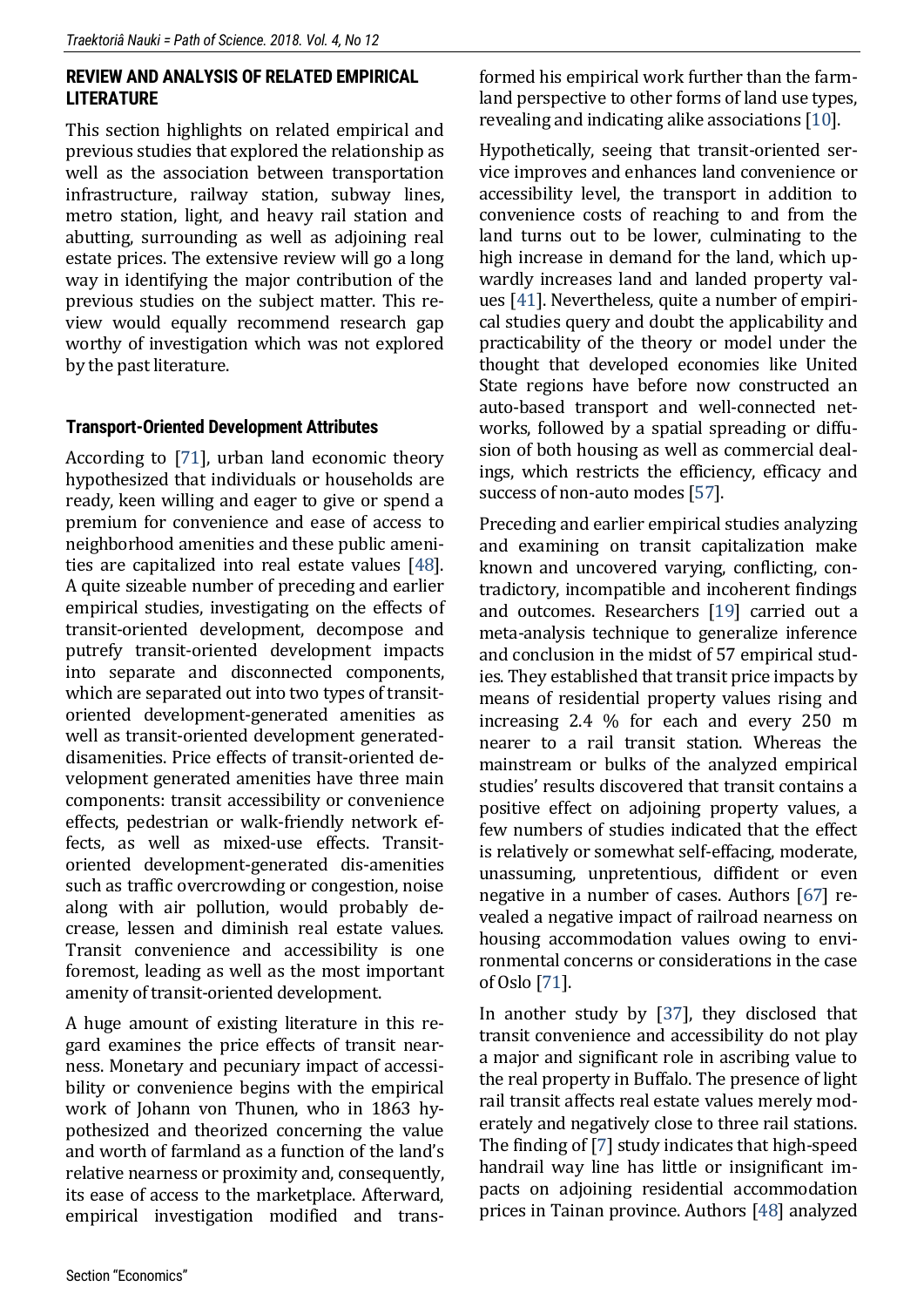## REVIEW AND ANALYSIS OF RELATED EMPIRICAL LITERATURE

This section highlights on related empirical and previous studies that explored the relationship as well as the association between transportation infrastructure, railway station, subway lines, metro station, light, and heavy rail station and abutting, surrounding as well as adjoining real estate prices. The extensive review will go a long way in identifying the major contribution of the previous studies on the subject matter. This review would equally recommend research gap worthy of investigation which was not explored by the past literature.

### Transport-Oriented Development Attributes

According to [71], urban land economic theory hypothesized that individuals or households are ready, keen willing and eager to give or spend a premium for convenience and ease of access to neighborhood amenities and these public amenities are capitalized into real estate values [48]. A quite sizeable number of preceding and earlier empirical studies, investigating on the effects of transit-oriented development, decompose and putrefy transit-oriented development impacts into separate and disconnected components, which are separated out into two types of transit-oriented development-generated amenities as well as transit-oriented development generated-disamenities. Price effects of transit-oriented development generated amenities have three main components: transit accessibility or convenience effects, pedestrian or walk-friendly network effects, as well as mixed-use effects. Transit-oriented development-generated dis-amenities such as traffic overcrowding or congestion, noise along with air pollution, would probably decrease, lessen and diminish real estate values. Transit convenience and accessibility is one foremost, leading as well as the most important amenity of transit-oriented development.

A huge amount of existing literature in this regard examines the price effects of transit nearness. Monetary and pecuniary impact of accessibility or convenience begins with the empirical work of Johann von Thunen, who in 1863 hypothesized and theorized concerning the value and worth of farmland as a function of the land's relative nearness or proximity and, consequently, its ease of access to the marketplace. Afterward, empirical investigation modified and transformed his empirical work further than the farmland perspective to other forms of land use types, revealing and indicating alike associations [10].

Hypothetically, seeing that transit-oriented service improves and enhances land convenience or accessibility level, the transport in addition to convenience costs of reaching to and from the land turns out to be lower, culminating to the high increase in demand for the land, which upwardly increases land and landed property values [41]. Nevertheless, quite a number of empirical studies query and doubt the applicability and practicability of the theory or model under the thought that developed economies like United State regions have before now constructed an auto-based transport and well-connected networks, followed by a spatial spreading or diffusion of both housing as well as commercial dealings, which restricts the efficiency, efficacy and success of non-auto modes [57].

Preceding and earlier empirical studies analyzing and examining on transit capitalization make known and uncovered varying, conflicting, contradictory, incompatible and incoherent findings and outcomes. Researchers [19] carried out a meta-analysis technique to generalize inference and conclusion in the midst of 57 empirical studies. They established that transit price impacts by means of residential property values rising and increasing 2.4 % for each and every 250 m nearer to a rail transit station. Whereas the mainstream or bulks of the analyzed empirical studies' results discovered that transit contains a positive effect on adjoining property values, a few numbers of studies indicated that the effect is relatively or somewhat self-effacing, moderate, unassuming, unpretentious, diffident or even negative in a number of cases. Authors [67] revealed a negative impact of railroad nearness on housing accommodation values owing to environmental concerns or considerations in the case of Oslo [71].

In another study by [37], they disclosed that transit convenience and accessibility do not play a major and significant role in ascribing value to the real property in Buffalo. The presence of light rail transit affects real estate values merely moderately and negatively close to three rail stations. The finding of [7] study indicates that high-speed handrail way line has little or insignificant impacts on adjoining residential accommodation prices in Tainan province. Authors [48] analyzed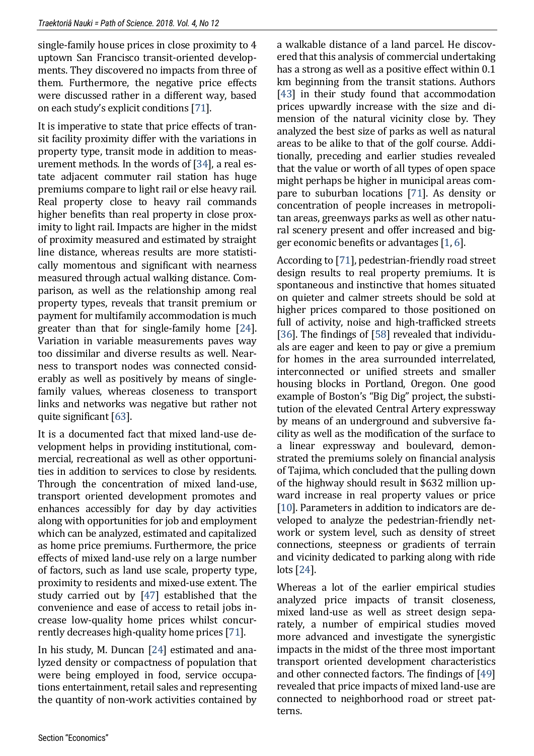single-family house prices in close proximity to 4 uptown San Francisco transit-oriented developments. They discovered no impacts from three of them. Furthermore, the negative price effects were discussed rather in a different way, based on each study's explicit conditions [71].

It is imperative to state that price effects of transit facility proximity differ with the variations in property type, transit mode in addition to measurement methods. In the words of [34], a real estate adjacent commuter rail station has huge premiums compare to light rail or else heavy rail. Real property close to heavy rail commands higher benefits than real property in close proximity to light rail. Impacts are higher in the midst of proximity measured and estimated by straight line distance, whereas results are more statistically momentous and significant with nearness measured through actual walking distance. Comparison, as well as the relationship among real property types, reveals that transit premium or payment for multifamily accommodation is much greater than that for single-family home [24]. Variation in variable measurements paves way too dissimilar and diverse results as well. Nearness to transport nodes was connected considerably as well as positively by means of single-family values, whereas closeness to transport links and networks was negative but rather not quite significant [63].

It is a documented fact that mixed land-use development helps in providing institutional, commercial, recreational as well as other opportunities in addition to services to close by residents. Through the concentration of mixed land-use, transport oriented development promotes and enhances accessibly for day by day activities along with opportunities for job and employment which can be analyzed, estimated and capitalized as home price premiums. Furthermore, the price effects of mixed land-use rely on a large number of factors, such as land use scale, property type, proximity to residents and mixed-use extent. The study carried out by [47] established that the convenience and ease of access to retail jobs increase low-quality home prices whilst concurrently decreases high-quality home prices [71].

In his study, M. Duncan [24] estimated and analyzed density or compactness of population that were being employed in food, service occupations entertainment, retail sales and representing the quantity of non-work activities contained by a walkable distance of a land parcel. He discovered that this analysis of commercial undertaking has a strong as well as a positive effect within 0.1 km beginning from the transit stations. Authors [43] in their study found that accommodation prices upwardly increase with the size and dimension of the natural vicinity close by. They analyzed the best size of parks as well as natural areas to be alike to that of the golf course. Additionally, preceding and earlier studies revealed that the value or worth of all types of open space might perhaps be higher in municipal areas compare to suburban locations [71]. As density or concentration of people increases in metropolitan areas, greenways parks as well as other natural scenery present and offer increased and bigger economic benefits or advantages [1, 6].

According to [71], pedestrian-friendly road street design results to real property premiums. It is spontaneous and instinctive that homes situated on quieter and calmer streets should be sold at higher prices compared to those positioned on full of activity, noise and high-trafficked streets [36]. The findings of [58] revealed that individuals are eager and keen to pay or give a premium for homes in the area surrounded interrelated, interconnected or unified streets and smaller housing blocks in Portland, Oregon. One good example of Boston's "Big Dig" project, the substitution of the elevated Central Artery expressway by means of an underground and subversive facility as well as the modification of the surface to a linear expressway and boulevard, demonstrated the premiums solely on financial analysis of Tajima, which concluded that the pulling down of the highway should result in $632 million upward increase in real property values or price [10]. Parameters in addition to indicators are developed to analyze the pedestrian-friendly network or system level, such as density of street connections, steepness or gradients of terrain and vicinity dedicated to parking along with ride lots [24].

Whereas a lot of the earlier empirical studies analyzed price impacts of transit closeness, mixed land-use as well as street design separately, a number of empirical studies moved more advanced and investigate the synergistic impacts in the midst of the three most important transport oriented development characteristics and other connected factors. The findings of [49] revealed that price impacts of mixed land-use are connected to neighborhood road or street patterns.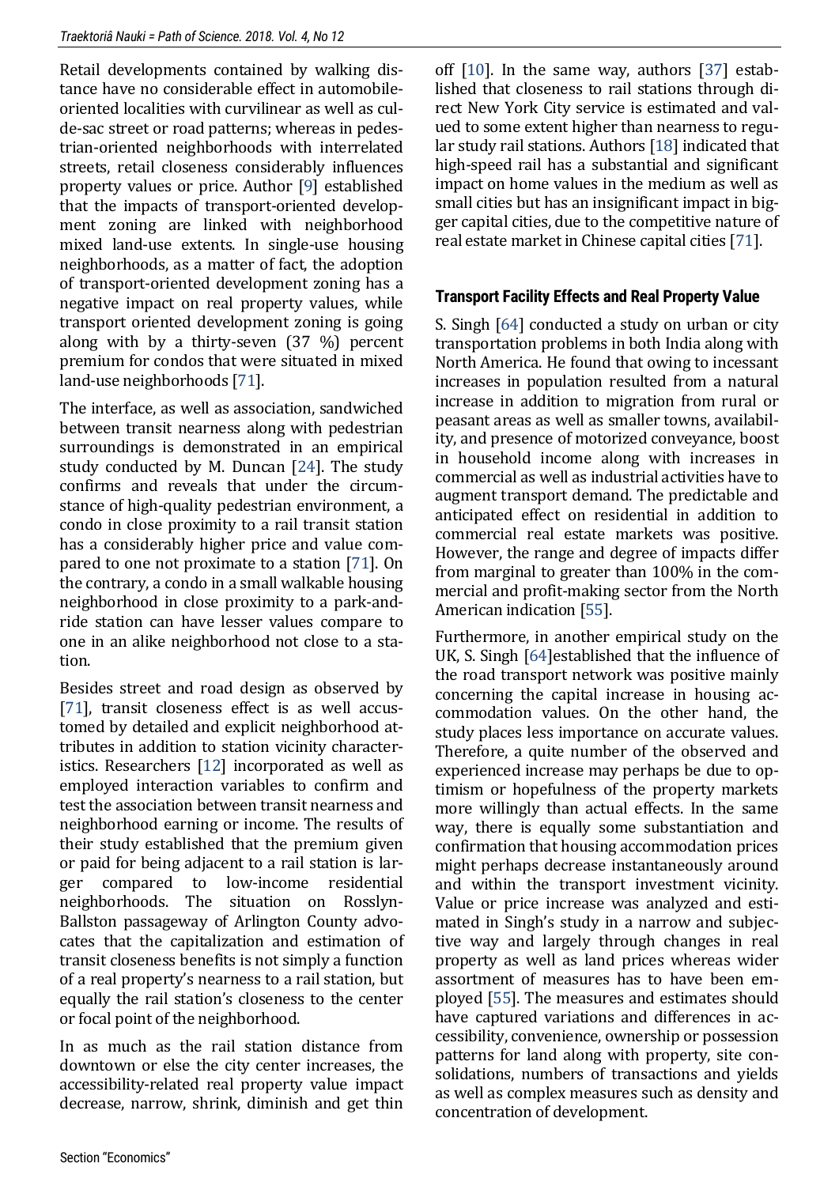Retail developments contained by walking distance have no considerable effect in automobile-oriented localities with curvilinear as well as cul-de-sac street or road patterns; whereas in pedestrian-oriented neighborhoods with interrelated streets, retail closeness considerably influences property values or price. Author [9] established that the impacts of transport-oriented development zoning are linked with neighborhood mixed land-use extents. In single-use housing neighborhoods, as a matter of fact, the adoption of transport-oriented development zoning has a negative impact on real property values, while transport oriented development zoning is going along with by a thirty-seven (37 %) percent premium for condos that were situated in mixed land-use neighborhoods [71].

The interface, as well as association, sandwiched between transit nearness along with pedestrian surroundings is demonstrated in an empirical study conducted by M. Duncan [24]. The study confirms and reveals that under the circumstance of high-quality pedestrian environment, a condo in close proximity to a rail transit station has a considerably higher price and value compared to one not proximate to a station [71]. On the contrary, a condo in a small walkable housing neighborhood in close proximity to a park-and-ride station can have lesser values compare to one in an alike neighborhood not close to a station.

Besides street and road design as observed by [71], transit closeness effect is as well accustomed by detailed and explicit neighborhood attributes in addition to station vicinity characteristics. Researchers [12] incorporated as well as employed interaction variables to confirm and test the association between transit nearness and neighborhood earning or income. The results of their study established that the premium given or paid for being adjacent to a rail station is larger compared to low-income residential neighborhoods. The situation on Rosslyn-Ballston passageway of Arlington County advocates that the capitalization and estimation of transit closeness benefits is not simply a function of a real property's nearness to a rail station, but equally the rail station's closeness to the center or focal point of the neighborhood.

In as much as the rail station distance from downtown or else the city center increases, the accessibility-related real property value impact decrease, narrow, shrink, diminish and get thin off [10]. In the same way, authors [37] established that closeness to rail stations through direct New York City service is estimated and valued to some extent higher than nearness to regular study rail stations. Authors [18] indicated that high-speed rail has a substantial and significant impact on home values in the medium as well as small cities but has an insignificant impact in bigger capital cities, due to the competitive nature of real estate market in Chinese capital cities [71].

## Transport Facility Effects and Real Property Value

S. Singh [64] conducted a study on urban or city transportation problems in both India along with North America. He found that owing to incessant increases in population resulted from a natural increase in addition to migration from rural or peasant areas as well as smaller towns, availability, and presence of motorized conveyance, boost in household income along with increases in commercial as well as industrial activities have to augment transport demand. The predictable and anticipated effect on residential in addition to commercial real estate markets was positive. However, the range and degree of impacts differ from marginal to greater than 100% in the commercial and profit-making sector from the North American indication [55].

Furthermore, in another empirical study on the UK, S. Singh [64]established that the influence of the road transport network was positive mainly concerning the capital increase in housing accommodation values. On the other hand, the study places less importance on accurate values. Therefore, a quite number of the observed and experienced increase may perhaps be due to optimism or hopefulness of the property markets more willingly than actual effects. In the same way, there is equally some substantiation and confirmation that housing accommodation prices might perhaps decrease instantaneously around and within the transport investment vicinity. Value or price increase was analyzed and estimated in Singh's study in a narrow and subjective way and largely through changes in real property as well as land prices whereas wider assortment of measures has to have been employed [55]. The measures and estimates should have captured variations and differences in accessibility, convenience, ownership or possession patterns for land along with property, site consolidations, numbers of transactions and yields as well as complex measures such as density and concentration of development.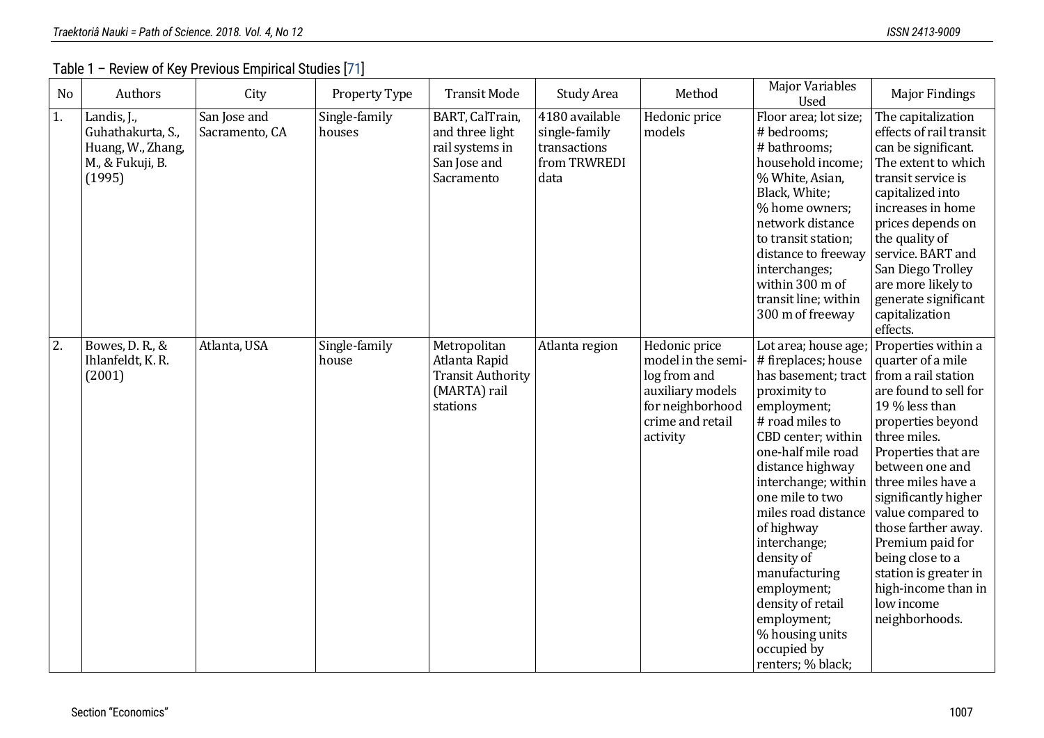Table 1 – Review of Key Previous Empirical Studies [71]

| No | Authors | City | Property Type | Transit Mode | Study Area | Method | Major Variables Used | Major Findings |
|---|---|---|---|---|---|---|---|---|
| 1. | Landis, J., Guhathakurta, S., Huang, W., Zhang, M., & Fukuji, B. (1995) | San Jose and Sacramento, CA | Single-family houses | BART, CalTrain, and three light rail systems in San Jose and Sacramento | 4180 available single-family transactions from TRWREDI data | Hedonic price models | Floor area; lot size; # bedrooms; # bathrooms; household income; % White, Asian, Black, White; % home owners; network distance to transit station; distance to freeway interchanges; within 300 m of transit line; within 300 m of freeway | The capitalization effects of rail transit can be significant. The extent to which transit service is capitalized into increases in home prices depends on the quality of service. BART and San Diego Trolley are more likely to generate significant capitalization effects. |
| 2. | Bowes, D. R., & Ihlanfeldt, K. R. (2001) | Atlanta, USA | Single-family house | Metropolitan Atlanta Rapid Transit Authority (MARTA) rail stations | Atlanta region | Hedonic price model in the semi-log from and auxiliary models for neighborhood crime and retail activity | Lot area; house age; # fireplaces; house has basement; tract proximity to employment; # road miles to CBD center; within one-half mile road distance highway interchange; within one mile to two miles road distance of highway interchange; density of manufacturing employment; density of retail employment; % housing units occupied by renters; % black; | Properties within a quarter of a mile from a rail station are found to sell for 19 % less than properties beyond three miles. Properties that are between one and three miles have a significantly higher value compared to those farther away. Premium paid for being close to a station is greater in high-income than in low income neighborhoods. |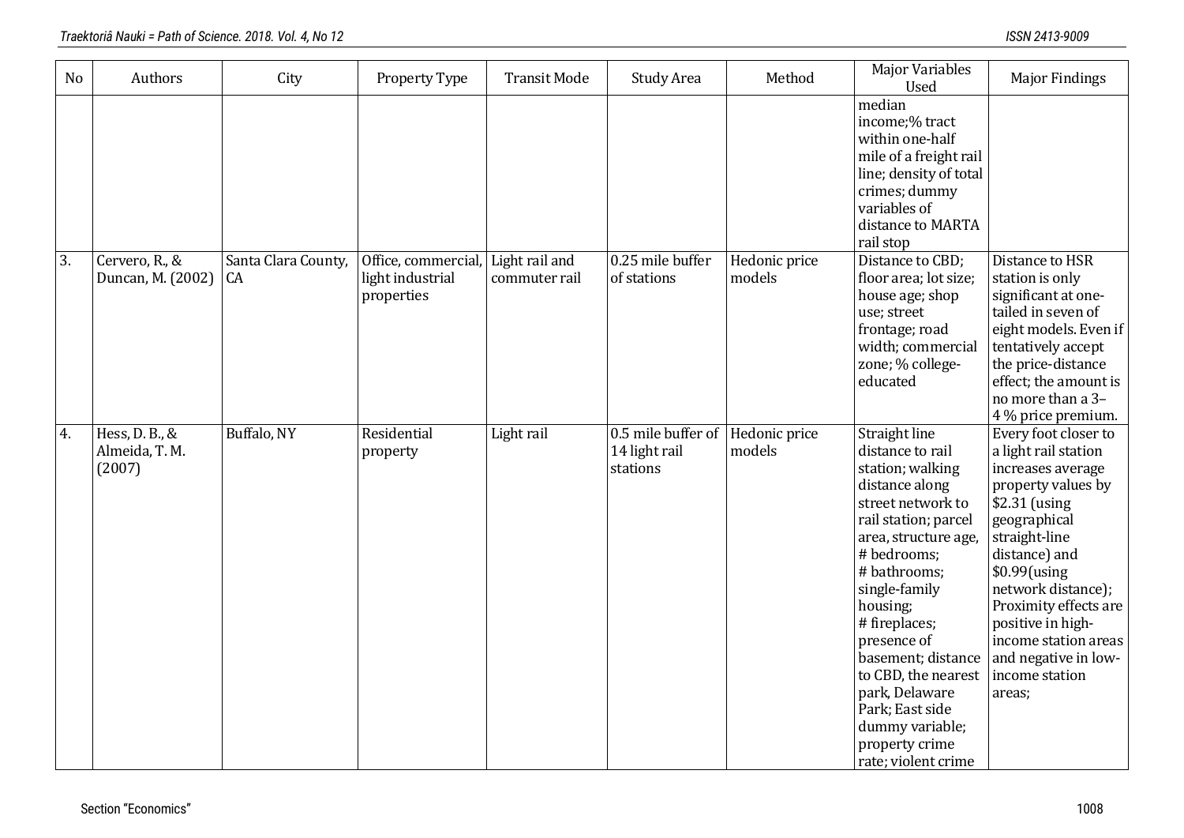| No | Authors | City | Property Type | Transit Mode | Study Area | Method | Major Variables Used | Major Findings |
|---|---|---|---|---|---|---|---|---|
| | | | | | | | median income;% tract within one-half mile of a freight rail line; density of total crimes; dummy variables of distance to MARTA rail stop | |
| 3. | Cervero, R., & Duncan, M. (2002) | Santa Clara County, CA | Office, commercial, light industrial properties | Light rail and commuter rail | 0.25 mile buffer of stations | Hedonic price models | Distance to CBD; floor area; lot size; house age; shop use; street frontage; road width; commercial zone; % college-educated | Distance to HSR station is only significant at one-tailed in seven of eight models. Even if tentatively accept the price-distance effect; the amount is no more than a 3–4 % price premium. |
| 4. | Hess, D. B., & Almeida, T. M. (2007) | Buffalo, NY | Residential property | Light rail | 0.5 mile buffer of 14 light rail stations | Hedonic price models | Straight line distance to rail station; walking distance along street network to rail station; parcel area, structure age, # bedrooms; # bathrooms; single-family housing; # fireplaces; presence of basement; distance to CBD, the nearest park, Delaware Park; East side dummy variable; property crime rate; violent crime | Every foot closer to a light rail station increases average property values by $2.31 (using geographical straight-line distance) and $0.99(using network distance); Proximity effects are positive in high-income station areas and negative in low-income station areas; |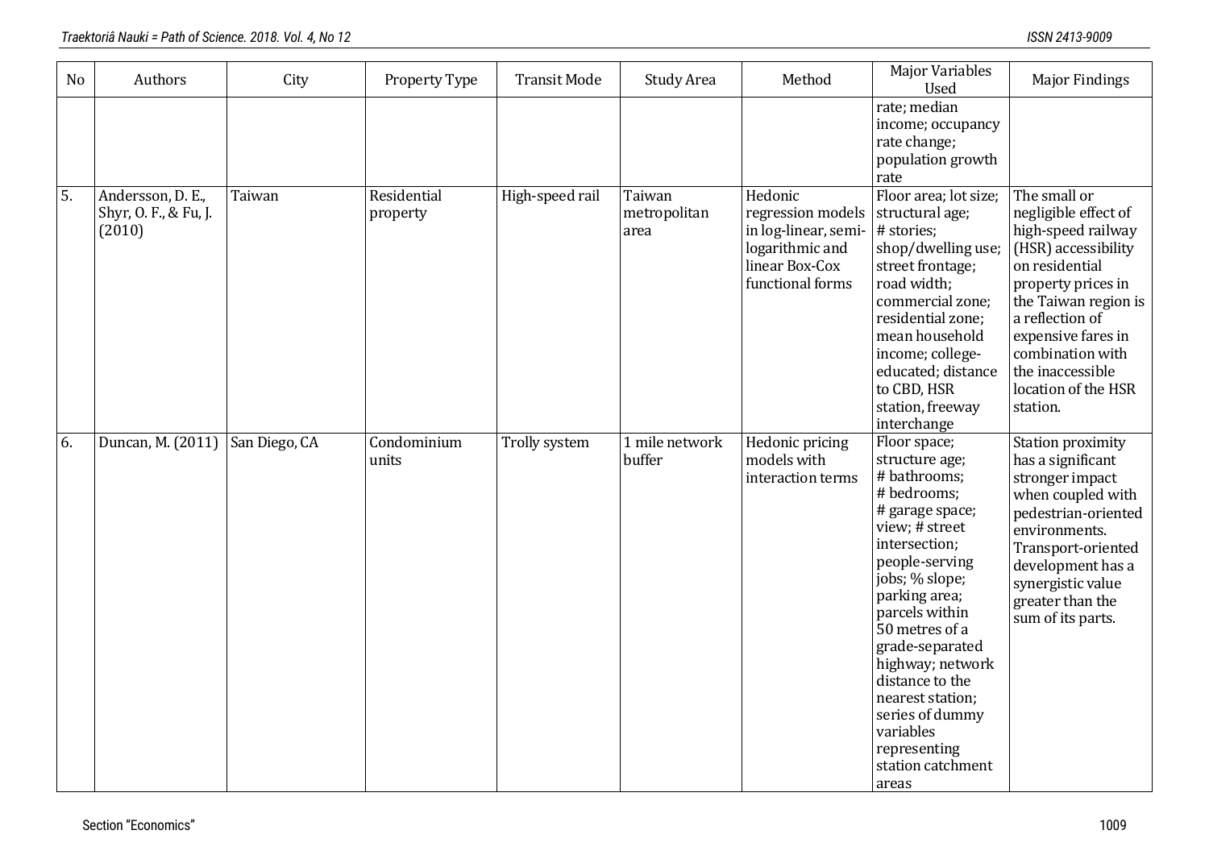| No | Authors | City | Property Type | Transit Mode | Study Area | Method | Major Variables Used | Major Findings |
|---|---|---|---|---|---|---|---|---|
| | | | | | | | rate; median income; occupancy rate change; population growth rate | |
| 5. | Andersson, D. E., Shyr, O. F., & Fu, J. (2010) | Taiwan | Residential property | High-speed rail | Taiwan metropolitan area | Hedonic regression models in log-linear, semi-logarithmic and linear Box-Cox functional forms | Floor area; lot size; structural age; # stories; shop/dwelling use; street frontage; road width; commercial zone; residential zone; mean household income; college-educated; distance to CBD, HSR station, freeway interchange | The small or negligible effect of high-speed railway (HSR) accessibility on residential property prices in the Taiwan region is a reflection of expensive fares in combination with the inaccessible location of the HSR station. |
| 6. | Duncan, M. (2011) | San Diego, CA | Condominium units | Trolly system | 1 mile network buffer | Hedonic pricing models with interaction terms | Floor space; structure age; # bathrooms; # bedrooms; # garage space; view; # street intersection; people-serving jobs; % slope; parking area; parcels within 50 metres of a grade-separated highway; network distance to the nearest station; series of dummy variables representing station catchment areas | Station proximity has a significant stronger impact when coupled with pedestrian-oriented environments. Transport-oriented development has a synergistic value greater than the sum of its parts. |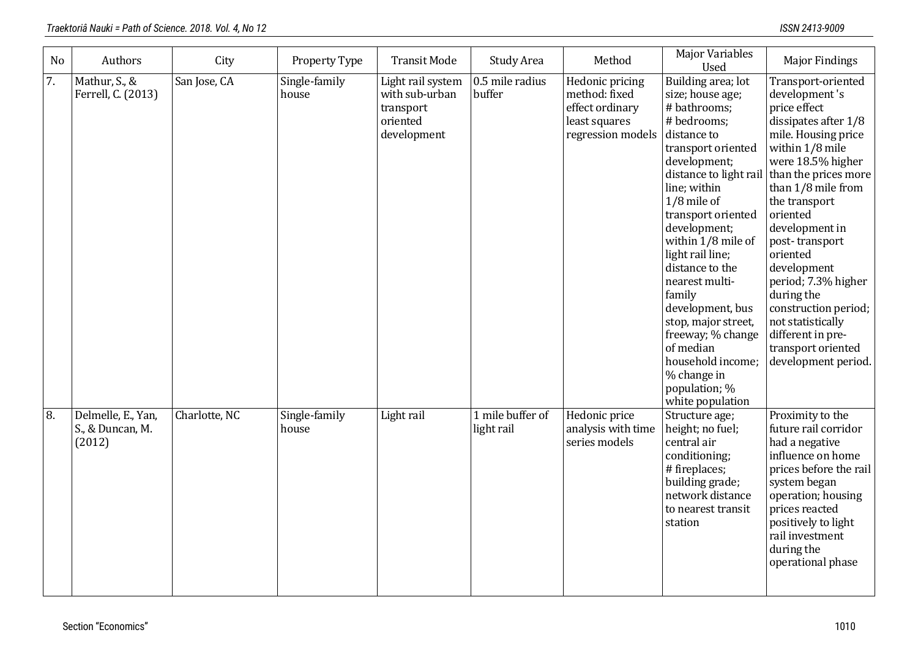| No | Authors | City | Property Type | Transit Mode | Study Area | Method | Major Variables Used | Major Findings |
|---|---|---|---|---|---|---|---|---|
| 7. | Mathur, S., & Ferrell, C. (2013) | San Jose, CA | Single-family house | Light rail system with sub-urban transport oriented development | 0.5 mile radius buffer | Hedonic pricing method: fixed effect ordinary least squares regression models | Building area; lot size; house age; # bathrooms; # bedrooms; distance to transport oriented development; distance to light rail line; within 1/8 mile of transport oriented development; within 1/8 mile of light rail line; distance to the nearest multi-family development, bus stop, major street, freeway; % change of median household income; % change in population; % white population | Transport-oriented development 's price effect dissipates after 1/8 mile. Housing price within 1/8 mile were 18.5% higher than the prices more than 1/8 mile from the transport oriented development in post- transport oriented development period; 7.3% higher during the construction period; not statistically different in pre-transport oriented development period. |
| 8. | Delmelle, E., Yan, S., & Duncan, M. (2012) | Charlotte, NC | Single-family house | Light rail | 1 mile buffer of light rail | Hedonic price analysis with time series models | Structure age; height; no fuel; central air conditioning; # fireplaces; building grade; network distance to nearest transit station | Proximity to the future rail corridor had a negative influence on home prices before the rail system began operation; housing prices reacted positively to light rail investment during the operational phase |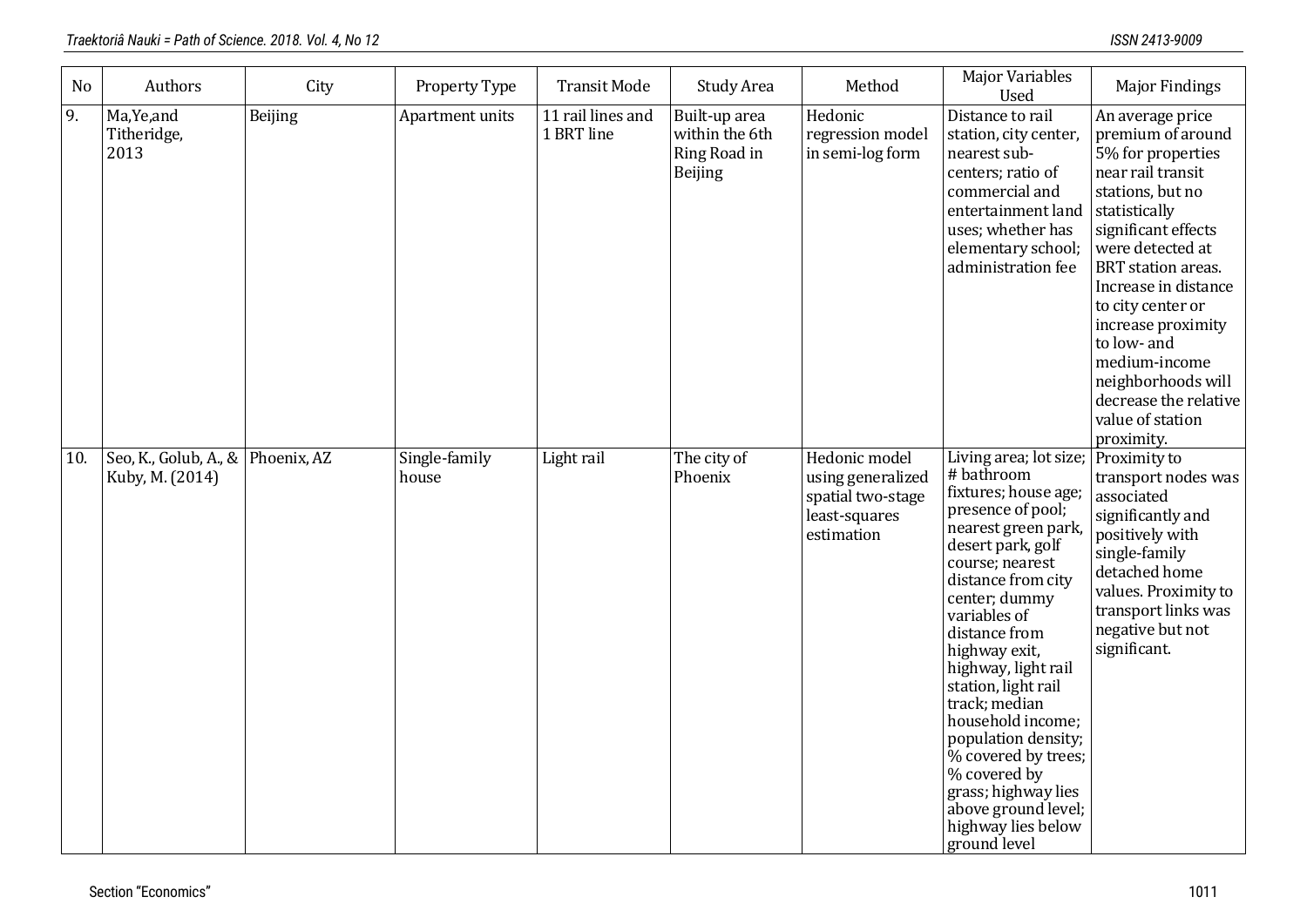| No | Authors | City | Property Type | Transit Mode | Study Area | Method | Major Variables Used | Major Findings |
|---|---|---|---|---|---|---|---|---|
| 9. | Ma,Ye,and Titheridge, 2013 | Beijing | Apartment units | 11 rail lines and 1 BRT line | Built-up area within the 6th Ring Road in Beijing | Hedonic regression model in semi-log form | Distance to rail station, city center, nearest sub-centers; ratio of commercial and entertainment land uses; whether has elementary school; administration fee | An average price premium of around 5% for properties near rail transit stations, but no statistically significant effects were detected at BRT station areas. Increase in distance to city center or increase proximity to low- and medium-income neighborhoods will decrease the relative value of station proximity. |
| 10. | Seo, K., Golub, A., & Kuby, M. (2014) | Phoenix, AZ | Single-family house | Light rail | The city of Phoenix | Hedonic model using generalized spatial two-stage least-squares estimation | Living area; lot size; # bathroom fixtures; house age; presence of pool; nearest green park, desert park, golf course; nearest distance from city center; dummy variables of distance from highway exit, highway, light rail station, light rail track; median household income; population density; % covered by trees; % covered by grass; highway lies above ground level; highway lies below ground level | Proximity to transport nodes was associated significantly and positively with single-family detached home values. Proximity to transport links was negative but not significant. |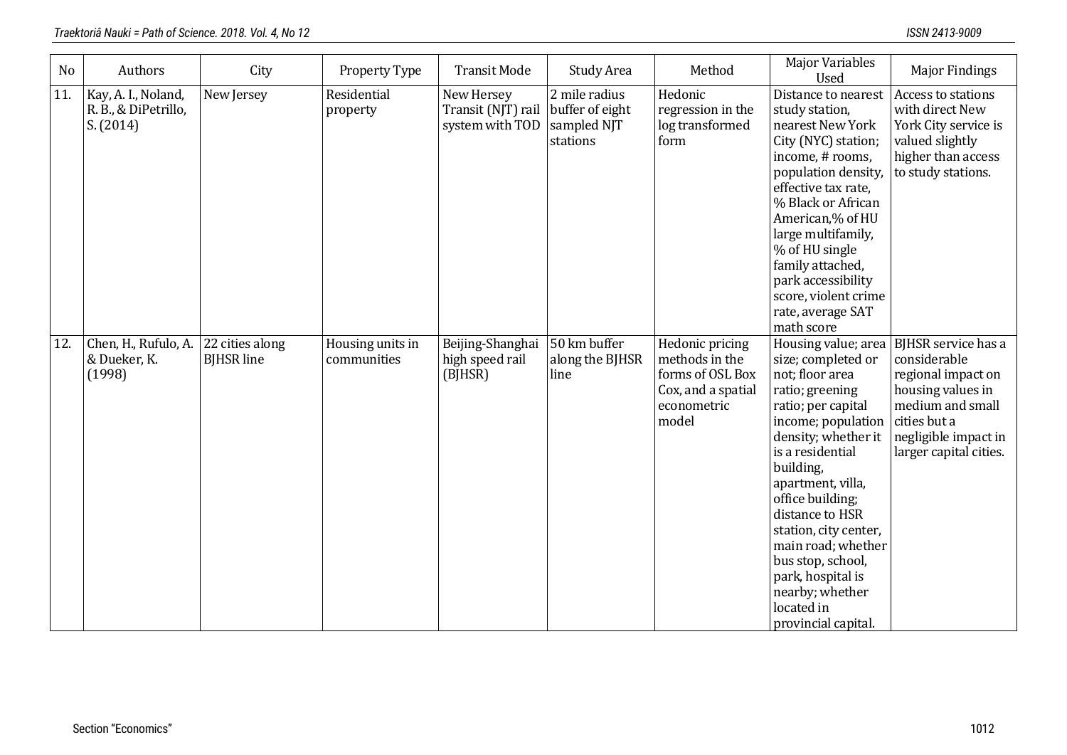| No | Authors | City | Property Type | Transit Mode | Study Area | Method | Major Variables Used | Major Findings |
|---|---|---|---|---|---|---|---|---|
| 11. | Kay, A. I., Noland, R. B., & DiPetrillo, S. (2014) | New Jersey | Residential property | New Hersey Transit (NJT) rail system with TOD | 2 mile radius buffer of eight sampled NJT stations | Hedonic regression in the log transformed form | Distance to nearest study station, nearest New York City (NYC) station; income, # rooms, population density, effective tax rate, % Black or African American,% of HU large multifamily, % of HU single family attached, park accessibility score, violent crime rate, average SAT math score | Access to stations with direct New York City service is valued slightly higher than access to study stations. |
| 12. | Chen, H., Rufulo, A. & Dueker, K. (1998) | 22 cities along BJHSR line | Housing units in communities | Beijing-Shanghai high speed rail (BJHSR) | 50 km buffer along the BJHSR line | Hedonic pricing methods in the forms of OSL Box Cox, and a spatial econometric model | Housing value; area size; completed or not; floor area ratio; greening ratio; per capital income; population density; whether it is a residential building, apartment, villa, office building; distance to HSR station, city center, main road; whether bus stop, school, park, hospital is nearby; whether located in provincial capital. | BJHSR service has a considerable regional impact on housing values in medium and small cities but a negligible impact in larger capital cities. |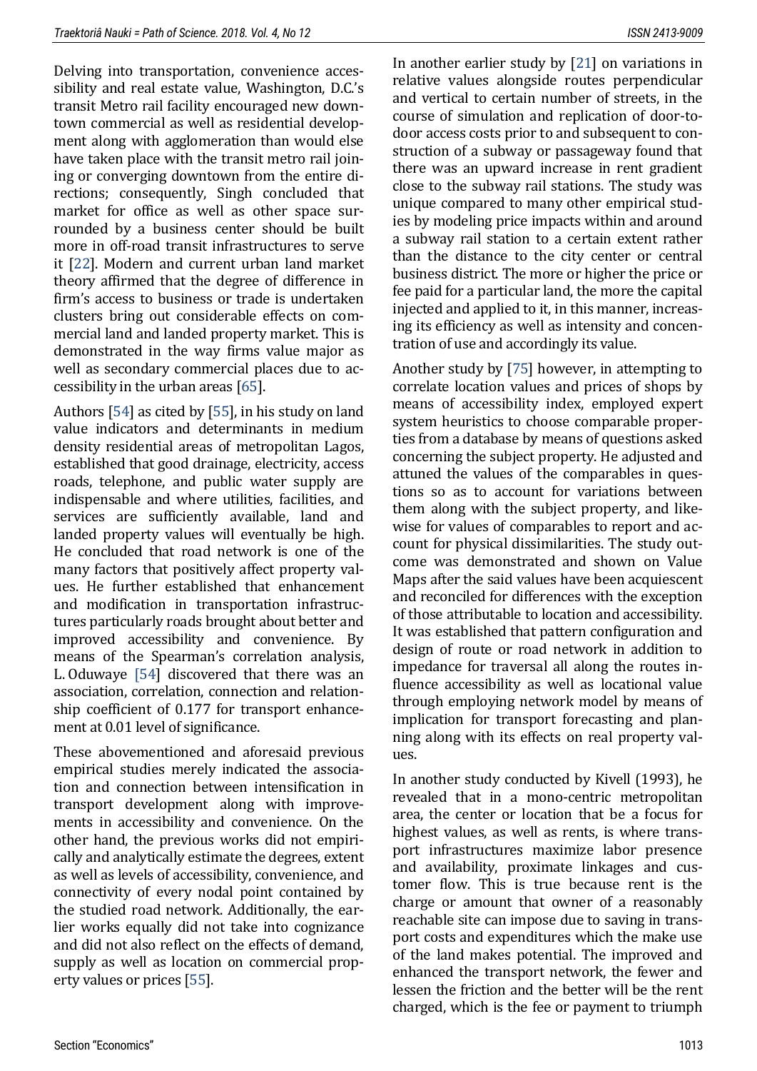Delving into transportation, convenience accessibility and real estate value, Washington, D.C.'s transit Metro rail facility encouraged new downtown commercial as well as residential development along with agglomeration than would else have taken place with the transit metro rail joining or converging downtown from the entire directions; consequently, Singh concluded that market for office as well as other space surrounded by a business center should be built more in off-road transit infrastructures to serve it [22]. Modern and current urban land market theory affirmed that the degree of difference in firm's access to business or trade is undertaken clusters bring out considerable effects on commercial land and landed property market. This is demonstrated in the way firms value major as well as secondary commercial places due to accessibility in the urban areas [65].

Authors [54] as cited by [55], in his study on land value indicators and determinants in medium density residential areas of metropolitan Lagos, established that good drainage, electricity, access roads, telephone, and public water supply are indispensable and where utilities, facilities, and services are sufficiently available, land and landed property values will eventually be high. He concluded that road network is one of the many factors that positively affect property values. He further established that enhancement and modification in transportation infrastructures particularly roads brought about better and improved accessibility and convenience. By means of the Spearman's correlation analysis, L. Oduwaye [54] discovered that there was an association, correlation, connection and relationship coefficient of 0.177 for transport enhancement at 0.01 level of significance.

These abovementioned and aforesaid previous empirical studies merely indicated the association and connection between intensification in transport development along with improvements in accessibility and convenience. On the other hand, the previous works did not empirically and analytically estimate the degrees, extent as well as levels of accessibility, convenience, and connectivity of every nodal point contained by the studied road network. Additionally, the earlier works equally did not take into cognizance and did not also reflect on the effects of demand, supply as well as location on commercial property values or prices [55].

In another earlier study by [21] on variations in relative values alongside routes perpendicular and vertical to certain number of streets, in the course of simulation and replication of door-to-door access costs prior to and subsequent to construction of a subway or passageway found that there was an upward increase in rent gradient close to the subway rail stations. The study was unique compared to many other empirical studies by modeling price impacts within and around a subway rail station to a certain extent rather than the distance to the city center or central business district. The more or higher the price or fee paid for a particular land, the more the capital injected and applied to it, in this manner, increasing its efficiency as well as intensity and concentration of use and accordingly its value.

Another study by [75] however, in attempting to correlate location values and prices of shops by means of accessibility index, employed expert system heuristics to choose comparable properties from a database by means of questions asked concerning the subject property. He adjusted and attuned the values of the comparables in questions so as to account for variations between them along with the subject property, and likewise for values of comparables to report and account for physical dissimilarities. The study outcome was demonstrated and shown on Value Maps after the said values have been acquiescent and reconciled for differences with the exception of those attributable to location and accessibility. It was established that pattern configuration and design of route or road network in addition to impedance for traversal all along the routes influence accessibility as well as locational value through employing network model by means of implication for transport forecasting and planning along with its effects on real property values.

In another study conducted by Kivell (1993), he revealed that in a mono-centric metropolitan area, the center or location that be a focus for highest values, as well as rents, is where transport infrastructures maximize labor presence and availability, proximate linkages and customer flow. This is true because rent is the charge or amount that owner of a reasonably reachable site can impose due to saving in transport costs and expenditures which the make use of the land makes potential. The improved and enhanced the transport network, the fewer and lessen the friction and the better will be the rent charged, which is the fee or payment to triumph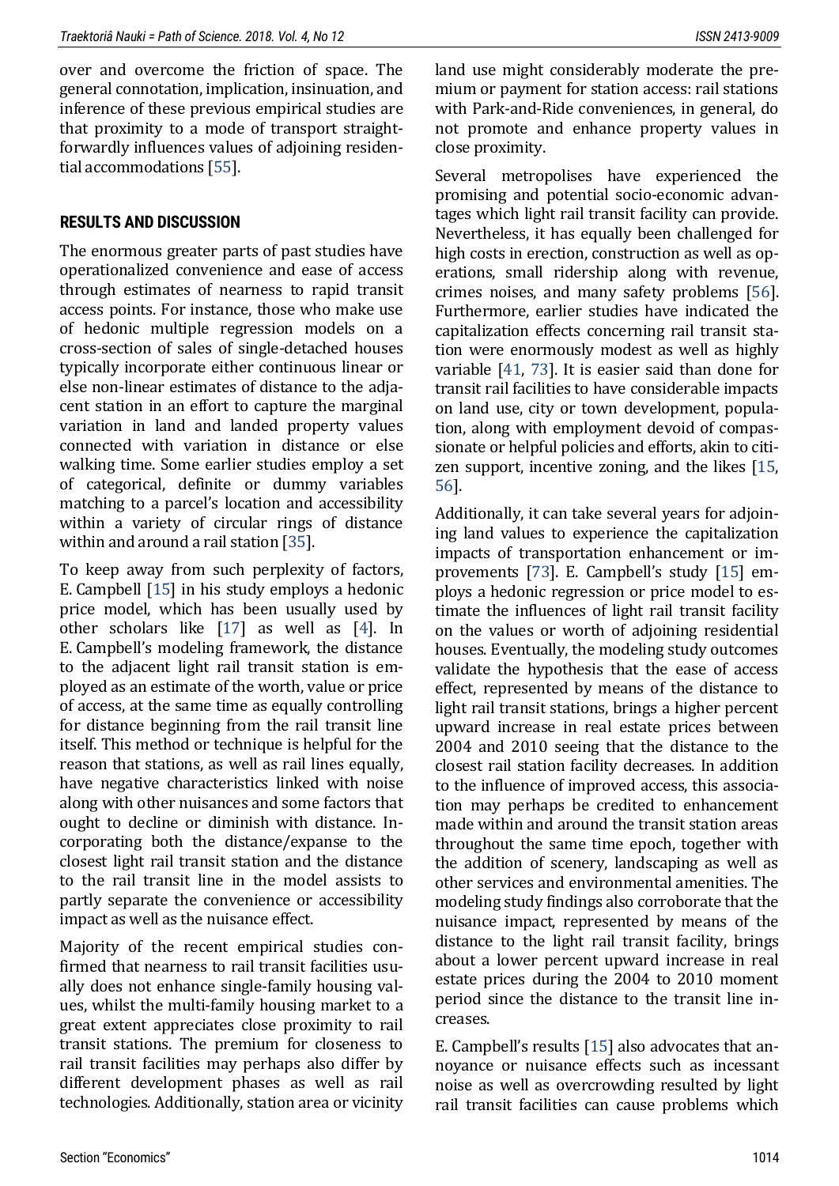over and overcome the friction of space. The general connotation, implication, insinuation, and inference of these previous empirical studies are that proximity to a mode of transport straightforwardly influences values of adjoining residential accommodations [55].

## RESULTS AND DISCUSSION

The enormous greater parts of past studies have operationalized convenience and ease of access through estimates of nearness to rapid transit access points. For instance, those who make use of hedonic multiple regression models on a cross-section of sales of single-detached houses typically incorporate either continuous linear or else non-linear estimates of distance to the adjacent station in an effort to capture the marginal variation in land and landed property values connected with variation in distance or else walking time. Some earlier studies employ a set of categorical, definite or dummy variables matching to a parcel's location and accessibility within a variety of circular rings of distance within and around a rail station [35].

To keep away from such perplexity of factors, E. Campbell [15] in his study employs a hedonic price model, which has been usually used by other scholars like [17] as well as [4]. In E. Campbell's modeling framework, the distance to the adjacent light rail transit station is employed as an estimate of the worth, value or price of access, at the same time as equally controlling for distance beginning from the rail transit line itself. This method or technique is helpful for the reason that stations, as well as rail lines equally, have negative characteristics linked with noise along with other nuisances and some factors that ought to decline or diminish with distance. Incorporating both the distance/expanse to the closest light rail transit station and the distance to the rail transit line in the model assists to partly separate the convenience or accessibility impact as well as the nuisance effect.

Majority of the recent empirical studies confirmed that nearness to rail transit facilities usually does not enhance single-family housing values, whilst the multi-family housing market to a great extent appreciates close proximity to rail transit stations. The premium for closeness to rail transit facilities may perhaps also differ by different development phases as well as rail technologies. Additionally, station area or vicinity land use might considerably moderate the premium or payment for station access: rail stations with Park-and-Ride conveniences, in general, do not promote and enhance property values in close proximity.

Several metropolises have experienced the promising and potential socio-economic advantages which light rail transit facility can provide. Nevertheless, it has equally been challenged for high costs in erection, construction as well as operations, small ridership along with revenue, crimes noises, and many safety problems [56]. Furthermore, earlier studies have indicated the capitalization effects concerning rail transit station were enormously modest as well as highly variable [41, 73]. It is easier said than done for transit rail facilities to have considerable impacts on land use, city or town development, population, along with employment devoid of compassionate or helpful policies and efforts, akin to citizen support, incentive zoning, and the likes [15, 56].

Additionally, it can take several years for adjoining land values to experience the capitalization impacts of transportation enhancement or improvements [73]. E. Campbell's study [15] employs a hedonic regression or price model to estimate the influences of light rail transit facility on the values or worth of adjoining residential houses. Eventually, the modeling study outcomes validate the hypothesis that the ease of access effect, represented by means of the distance to light rail transit stations, brings a higher percent upward increase in real estate prices between 2004 and 2010 seeing that the distance to the closest rail station facility decreases. In addition to the influence of improved access, this association may perhaps be credited to enhancement made within and around the transit station areas throughout the same time epoch, together with the addition of scenery, landscaping as well as other services and environmental amenities. The modeling study findings also corroborate that the nuisance impact, represented by means of the distance to the light rail transit facility, brings about a lower percent upward increase in real estate prices during the 2004 to 2010 moment period since the distance to the transit line increases.

E. Campbell's results [15] also advocates that annoyance or nuisance effects such as incessant noise as well as overcrowding resulted by light rail transit facilities can cause problems which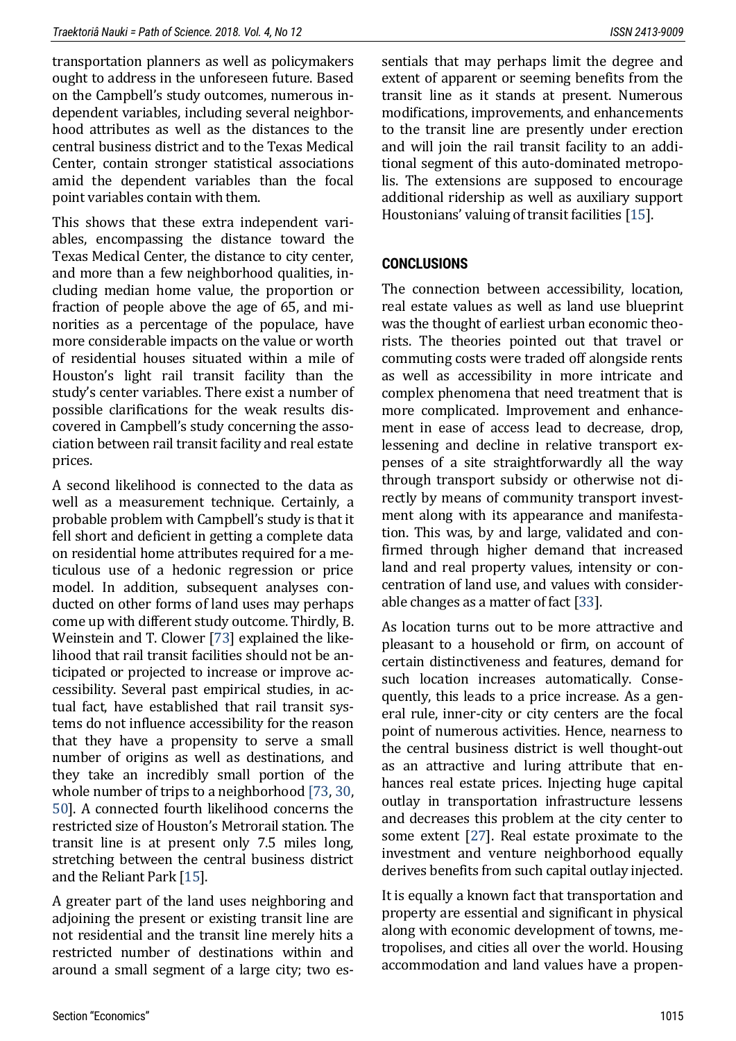transportation planners as well as policymakers ought to address in the unforeseen future. Based on the Campbell's study outcomes, numerous independent variables, including several neighborhood attributes as well as the distances to the central business district and to the Texas Medical Center, contain stronger statistical associations amid the dependent variables than the focal point variables contain with them.

This shows that these extra independent variables, encompassing the distance toward the Texas Medical Center, the distance to city center, and more than a few neighborhood qualities, including median home value, the proportion or fraction of people above the age of 65, and minorities as a percentage of the populace, have more considerable impacts on the value or worth of residential houses situated within a mile of Houston's light rail transit facility than the study's center variables. There exist a number of possible clarifications for the weak results discovered in Campbell's study concerning the association between rail transit facility and real estate prices.

A second likelihood is connected to the data as well as a measurement technique. Certainly, a probable problem with Campbell's study is that it fell short and deficient in getting a complete data on residential home attributes required for a meticulous use of a hedonic regression or price model. In addition, subsequent analyses conducted on other forms of land uses may perhaps come up with different study outcome. Thirdly, B. Weinstein and T. Clower [73] explained the likelihood that rail transit facilities should not be anticipated or projected to increase or improve accessibility. Several past empirical studies, in actual fact, have established that rail transit systems do not influence accessibility for the reason that they have a propensity to serve a small number of origins as well as destinations, and they take an incredibly small portion of the whole number of trips to a neighborhood [73, 30, 50]. A connected fourth likelihood concerns the restricted size of Houston's Metrorail station. The transit line is at present only 7.5 miles long, stretching between the central business district and the Reliant Park [15].

A greater part of the land uses neighboring and adjoining the present or existing transit line are not residential and the transit line merely hits a restricted number of destinations within and around a small segment of a large city; two essentials that may perhaps limit the degree and extent of apparent or seeming benefits from the transit line as it stands at present. Numerous modifications, improvements, and enhancements to the transit line are presently under erection and will join the rail transit facility to an additional segment of this auto-dominated metropolis. The extensions are supposed to encourage additional ridership as well as auxiliary support Houstonians' valuing of transit facilities [15].

## CONCLUSIONS

The connection between accessibility, location, real estate values as well as land use blueprint was the thought of earliest urban economic theorists. The theories pointed out that travel or commuting costs were traded off alongside rents as well as accessibility in more intricate and complex phenomena that need treatment that is more complicated. Improvement and enhancement in ease of access lead to decrease, drop, lessening and decline in relative transport expenses of a site straightforwardly all the way through transport subsidy or otherwise not directly by means of community transport investment along with its appearance and manifestation. This was, by and large, validated and confirmed through higher demand that increased land and real property values, intensity or concentration of land use, and values with considerable changes as a matter of fact [33].

As location turns out to be more attractive and pleasant to a household or firm, on account of certain distinctiveness and features, demand for such location increases automatically. Consequently, this leads to a price increase. As a general rule, inner-city or city centers are the focal point of numerous activities. Hence, nearness to the central business district is well thought-out as an attractive and luring attribute that enhances real estate prices. Injecting huge capital outlay in transportation infrastructure lessens and decreases this problem at the city center to some extent [27]. Real estate proximate to the investment and venture neighborhood equally derives benefits from such capital outlay injected.

It is equally a known fact that transportation and property are essential and significant in physical along with economic development of towns, metropolises, and cities all over the world. Housing accommodation and land values have a propen-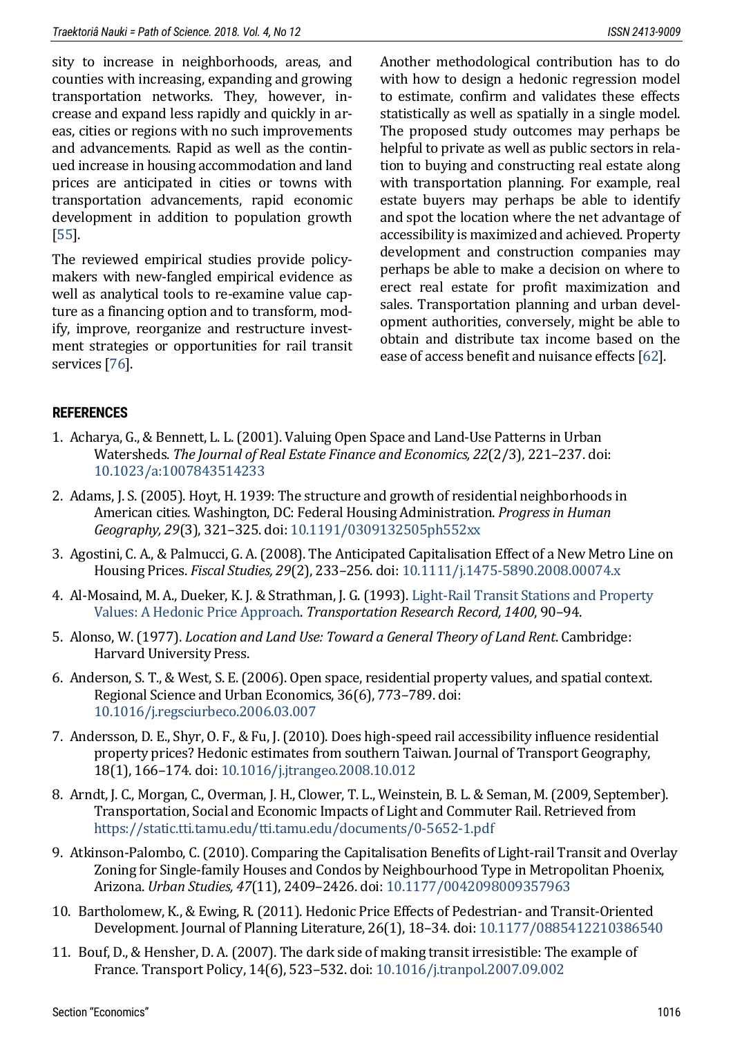sity to increase in neighborhoods, areas, and counties with increasing, expanding and growing transportation networks. They, however, increase and expand less rapidly and quickly in areas, cities or regions with no such improvements and advancements. Rapid as well as the continued increase in housing accommodation and land prices are anticipated in cities or towns with transportation advancements, rapid economic development in addition to population growth [55].

The reviewed empirical studies provide policymakers with new-fangled empirical evidence as well as analytical tools to re-examine value capture as a financing option and to transform, modify, improve, reorganize and restructure investment strategies or opportunities for rail transit services [76].

Another methodological contribution has to do with how to design a hedonic regression model to estimate, confirm and validates these effects statistically as well as spatially in a single model. The proposed study outcomes may perhaps be helpful to private as well as public sectors in relation to buying and constructing real estate along with transportation planning. For example, real estate buyers may perhaps be able to identify and spot the location where the net advantage of accessibility is maximized and achieved. Property development and construction companies may perhaps be able to make a decision on where to erect real estate for profit maximization and sales. Transportation planning and urban development authorities, conversely, might be able to obtain and distribute tax income based on the ease of access benefit and nuisance effects [62].

## REFERENCES

1. Acharya, G., & Bennett, L. L. (2001). Valuing Open Space and Land-Use Patterns in Urban Watersheds. *The Journal of Real Estate Finance and Economics, 22*(2/3), 221–237. doi: 10.1023/a:1007843514233
2. Adams, J. S. (2005). Hoyt, H. 1939: The structure and growth of residential neighborhoods in American cities. Washington, DC: Federal Housing Administration. *Progress in Human Geography, 29*(3), 321–325. doi: 10.1191/0309132505ph552xx
3. Agostini, C. A., & Palmucci, G. A. (2008). The Anticipated Capitalisation Effect of a New Metro Line on Housing Prices. *Fiscal Studies, 29*(2), 233–256. doi: 10.1111/j.1475-5890.2008.00074.x
4. Al-Mosaind, M. A., Dueker, K. J. & Strathman, J. G. (1993). Light-Rail Transit Stations and Property Values: A Hedonic Price Approach. *Transportation Research Record, 1400*, 90–94.
5. Alonso, W. (1977). *Location and Land Use: Toward a General Theory of Land Rent*. Cambridge: Harvard University Press.
6. Anderson, S. T., & West, S. E. (2006). Open space, residential property values, and spatial context. Regional Science and Urban Economics, 36(6), 773–789. doi: 10.1016/j.regsciurbeco.2006.03.007
7. Andersson, D. E., Shyr, O. F., & Fu, J. (2010). Does high-speed rail accessibility influence residential property prices? Hedonic estimates from southern Taiwan. Journal of Transport Geography, 18(1), 166–174. doi: 10.1016/j.jtrangeo.2008.10.012
8. Arndt, J. C., Morgan, C., Overman, J. H., Clower, T. L., Weinstein, B. L. & Seman, M. (2009, September). Transportation, Social and Economic Impacts of Light and Commuter Rail. Retrieved from https://static.tti.tamu.edu/tti.tamu.edu/documents/0-5652-1.pdf
9. Atkinson-Palombo, C. (2010). Comparing the Capitalisation Benefits of Light-rail Transit and Overlay Zoning for Single-family Houses and Condos by Neighbourhood Type in Metropolitan Phoenix, Arizona. *Urban Studies, 47*(11), 2409–2426. doi: 10.1177/0042098009357963
10. Bartholomew, K., & Ewing, R. (2011). Hedonic Price Effects of Pedestrian- and Transit-Oriented Development. Journal of Planning Literature, 26(1), 18–34. doi: 10.1177/0885412210386540
11. Bouf, D., & Hensher, D. A. (2007). The dark side of making transit irresistible: The example of France. Transport Policy, 14(6), 523–532. doi: 10.1016/j.tranpol.2007.09.002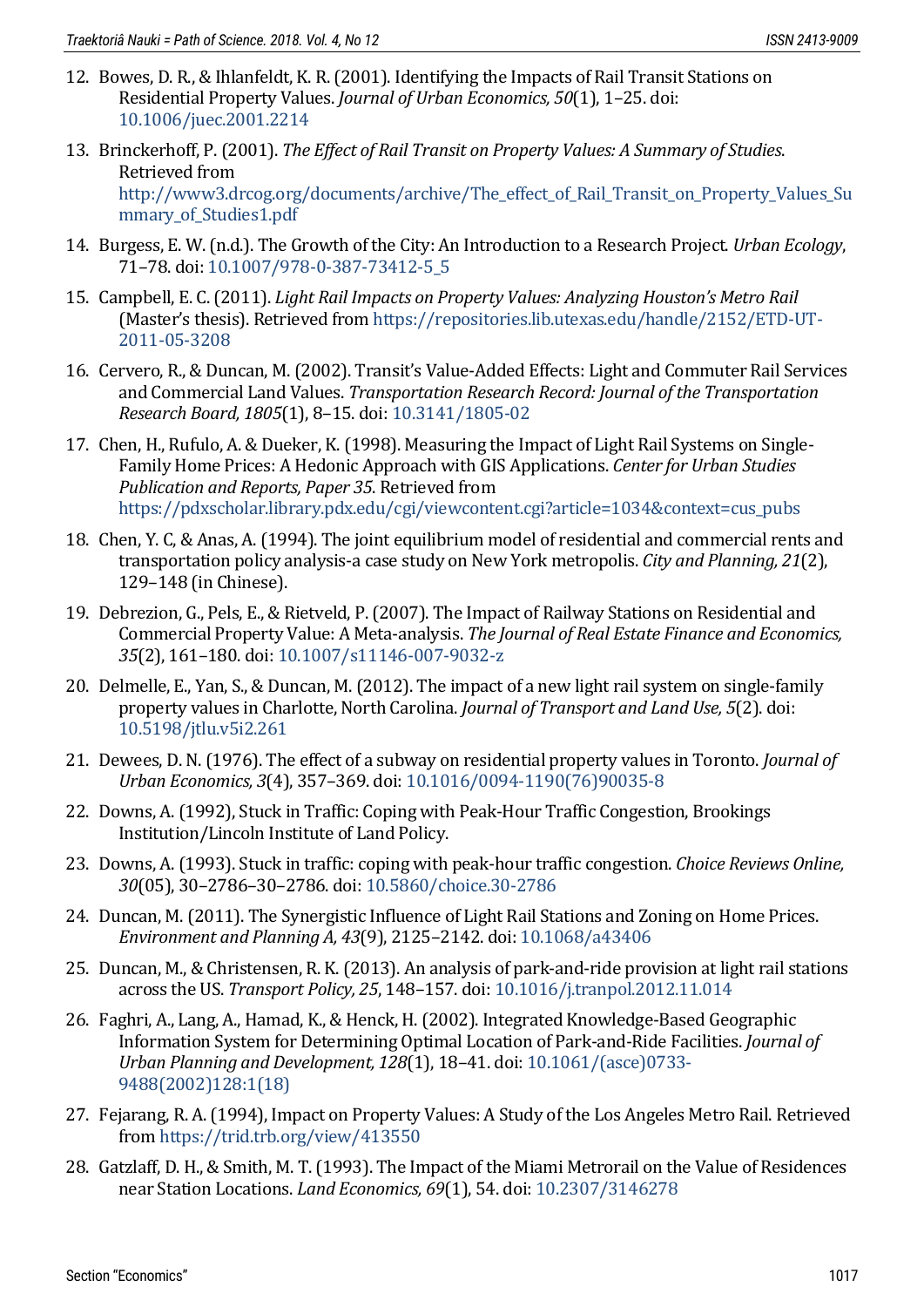12. Bowes, D. R., & Ihlanfeldt, K. R. (2001). Identifying the Impacts of Rail Transit Stations on Residential Property Values. *Journal of Urban Economics, 50*(1), 1–25. doi: 10.1006/juec.2001.2214
13. Brinckerhoff, P. (2001). *The Effect of Rail Transit on Property Values: A Summary of Studies*. Retrieved from http://www3.drcog.org/documents/archive/The_effect_of_Rail_Transit_on_Property_Values_Summary_of_Studies1.pdf
14. Burgess, E. W. (n.d.). The Growth of the City: An Introduction to a Research Project. *Urban Ecology*, 71–78. doi: 10.1007/978-0-387-73412-5_5
15. Campbell, E. C. (2011). *Light Rail Impacts on Property Values: Analyzing Houston's Metro Rail* (Master's thesis). Retrieved from https://repositories.lib.utexas.edu/handle/2152/ETD-UT-2011-05-3208
16. Cervero, R., & Duncan, M. (2002). Transit's Value-Added Effects: Light and Commuter Rail Services and Commercial Land Values. *Transportation Research Record: Journal of the Transportation Research Board, 1805*(1), 8–15. doi: 10.3141/1805-02
17. Chen, H., Rufulo, A. & Dueker, K. (1998). Measuring the Impact of Light Rail Systems on Single-Family Home Prices: A Hedonic Approach with GIS Applications. *Center for Urban Studies Publication and Reports, Paper 35*. Retrieved from https://pdxscholar.library.pdx.edu/cgi/viewcontent.cgi?article=1034&context=cus_pubs
18. Chen, Y. C, & Anas, A. (1994). The joint equilibrium model of residential and commercial rents and transportation policy analysis-a case study on New York metropolis. *City and Planning, 21*(2), 129–148 (in Chinese).
19. Debrezion, G., Pels, E., & Rietveld, P. (2007). The Impact of Railway Stations on Residential and Commercial Property Value: A Meta-analysis. *The Journal of Real Estate Finance and Economics, 35*(2), 161–180. doi: 10.1007/s11146-007-9032-z
20. Delmelle, E., Yan, S., & Duncan, M. (2012). The impact of a new light rail system on single-family property values in Charlotte, North Carolina. *Journal of Transport and Land Use, 5*(2). doi: 10.5198/jtlu.v5i2.261
21. Dewees, D. N. (1976). The effect of a subway on residential property values in Toronto. *Journal of Urban Economics, 3*(4), 357–369. doi: 10.1016/0094-1190(76)90035-8
22. Downs, A. (1992), Stuck in Traffic: Coping with Peak-Hour Traffic Congestion, Brookings Institution/Lincoln Institute of Land Policy.
23. Downs, A. (1993). Stuck in traffic: coping with peak-hour traffic congestion. *Choice Reviews Online, 30*(05), 30–2786–30–2786. doi: 10.5860/choice.30-2786
24. Duncan, M. (2011). The Synergistic Influence of Light Rail Stations and Zoning on Home Prices. *Environment and Planning A, 43*(9), 2125–2142. doi: 10.1068/a43406
25. Duncan, M., & Christensen, R. K. (2013). An analysis of park-and-ride provision at light rail stations across the US. *Transport Policy, 25*, 148–157. doi: 10.1016/j.tranpol.2012.11.014
26. Faghri, A., Lang, A., Hamad, K., & Henck, H. (2002). Integrated Knowledge-Based Geographic Information System for Determining Optimal Location of Park-and-Ride Facilities. *Journal of Urban Planning and Development, 128*(1), 18–41. doi: 10.1061/(asce)0733-9488(2002)128:1(18)
27. Fejarang, R. A. (1994), Impact on Property Values: A Study of the Los Angeles Metro Rail. Retrieved from https://trid.trb.org/view/413550
28. Gatzlaff, D. H., & Smith, M. T. (1993). The Impact of the Miami Metrorail on the Value of Residences near Station Locations. *Land Economics, 69*(1), 54. doi: 10.2307/3146278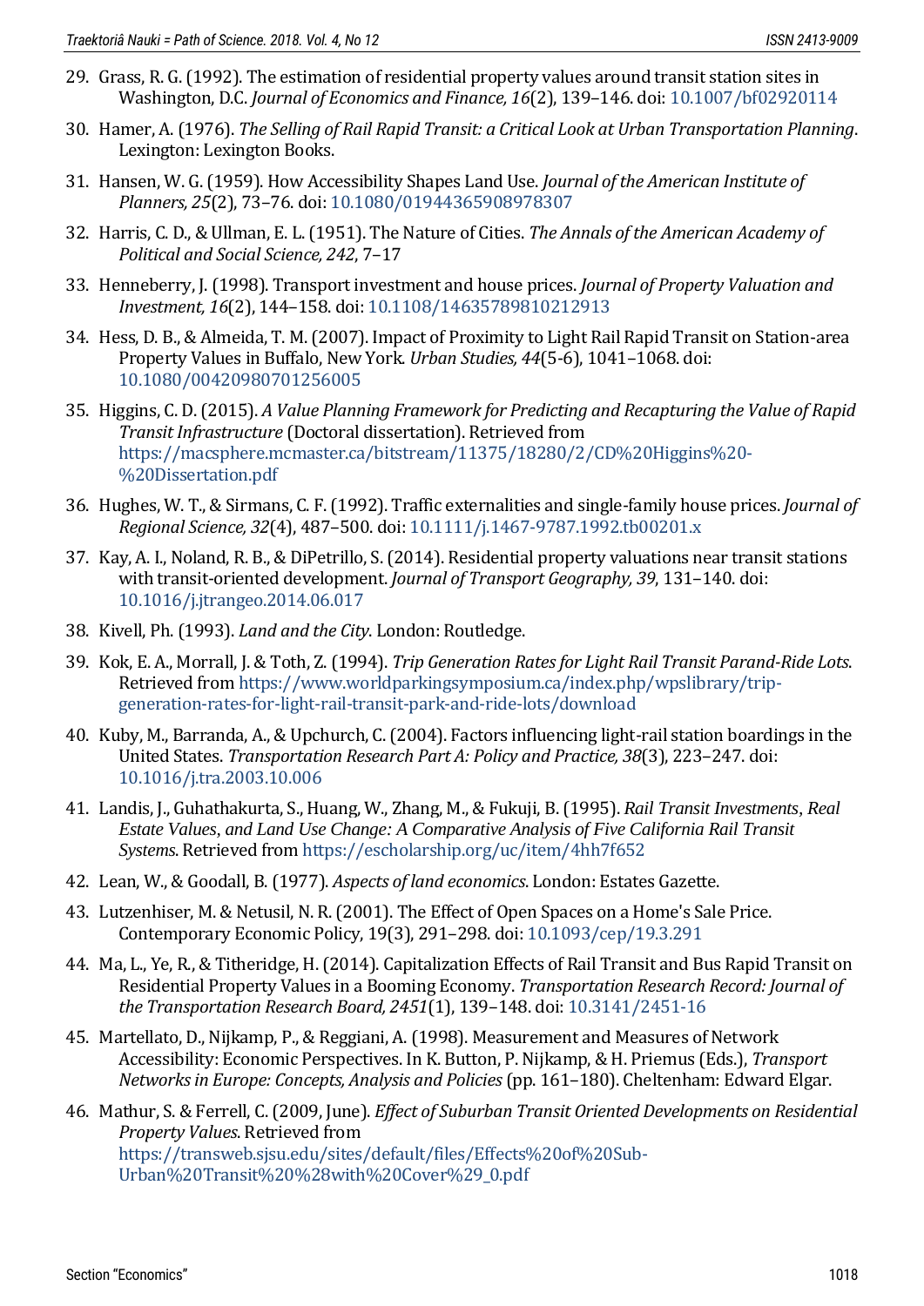29. Grass, R. G. (1992). The estimation of residential property values around transit station sites in Washington, D.C. *Journal of Economics and Finance, 16*(2), 139–146. doi: 10.1007/bf02920114

30. Hamer, A. (1976). *The Selling of Rail Rapid Transit: a Critical Look at Urban Transportation Planning*. Lexington: Lexington Books.

31. Hansen, W. G. (1959). How Accessibility Shapes Land Use. *Journal of the American Institute of Planners, 25*(2), 73–76. doi: 10.1080/01944365908978307

32. Harris, C. D., & Ullman, E. L. (1951). The Nature of Cities. *The Annals of the American Academy of Political and Social Science, 242*, 7–17

33. Henneberry, J. (1998). Transport investment and house prices. *Journal of Property Valuation and Investment, 16*(2), 144–158. doi: 10.1108/14635789810212913

34. Hess, D. B., & Almeida, T. M. (2007). Impact of Proximity to Light Rail Rapid Transit on Station-area Property Values in Buffalo, New York. *Urban Studies, 44*(5-6), 1041–1068. doi: 10.1080/00420980701256005

35. Higgins, C. D. (2015). *A Value Planning Framework for Predicting and Recapturing the Value of Rapid Transit Infrastructure* (Doctoral dissertation). Retrieved from https://macsphere.mcmaster.ca/bitstream/11375/18280/2/CD%20Higgins%20-%20Dissertation.pdf

36. Hughes, W. T., & Sirmans, C. F. (1992). Traffic externalities and single-family house prices. *Journal of Regional Science, 32*(4), 487–500. doi: 10.1111/j.1467-9787.1992.tb00201.x

37. Kay, A. I., Noland, R. B., & DiPetrillo, S. (2014). Residential property valuations near transit stations with transit-oriented development. *Journal of Transport Geography, 39*, 131–140. doi: 10.1016/j.jtrangeo.2014.06.017

38. Kivell, Ph. (1993). *Land and the City*. London: Routledge.

39. Kok, E. A., Morrall, J. & Toth, Z. (1994). *Trip Generation Rates for Light Rail Transit Parand-Ride Lots*. Retrieved from https://www.worldparkingsymposium.ca/index.php/wpslibrary/trip-generation-rates-for-light-rail-transit-park-and-ride-lots/download

40. Kuby, M., Barranda, A., & Upchurch, C. (2004). Factors influencing light-rail station boardings in the United States. *Transportation Research Part A: Policy and Practice, 38*(3), 223–247. doi: 10.1016/j.tra.2003.10.006

41. Landis, J., Guhathakurta, S., Huang, W., Zhang, M., & Fukuji, B. (1995). *Rail Transit Investments, Real Estate Values, and Land Use Change: A Comparative Analysis of Five California Rail Transit Systems*. Retrieved from https://escholarship.org/uc/item/4hh7f652

42. Lean, W., & Goodall, B. (1977). *Aspects of land economics*. London: Estates Gazette.

43. Lutzenhiser, M. & Netusil, N. R. (2001). The Effect of Open Spaces on a Home's Sale Price. Contemporary Economic Policy, 19(3), 291–298. doi: 10.1093/cep/19.3.291

44. Ma, L., Ye, R., & Titheridge, H. (2014). Capitalization Effects of Rail Transit and Bus Rapid Transit on Residential Property Values in a Booming Economy. *Transportation Research Record: Journal of the Transportation Research Board, 2451*(1), 139–148. doi: 10.3141/2451-16

45. Martellato, D., Nijkamp, P., & Reggiani, A. (1998). Measurement and Measures of Network Accessibility: Economic Perspectives. In K. Button, P. Nijkamp, & H. Priemus (Eds.), *Transport Networks in Europe: Concepts, Analysis and Policies* (pp. 161–180). Cheltenham: Edward Elgar.

46. Mathur, S. & Ferrell, C. (2009, June). *Effect of Suburban Transit Oriented Developments on Residential Property Values*. Retrieved from https://transweb.sjsu.edu/sites/default/files/Effects%20of%20Sub-Urban%20Transit%20%28with%20Cover%29_0.pdf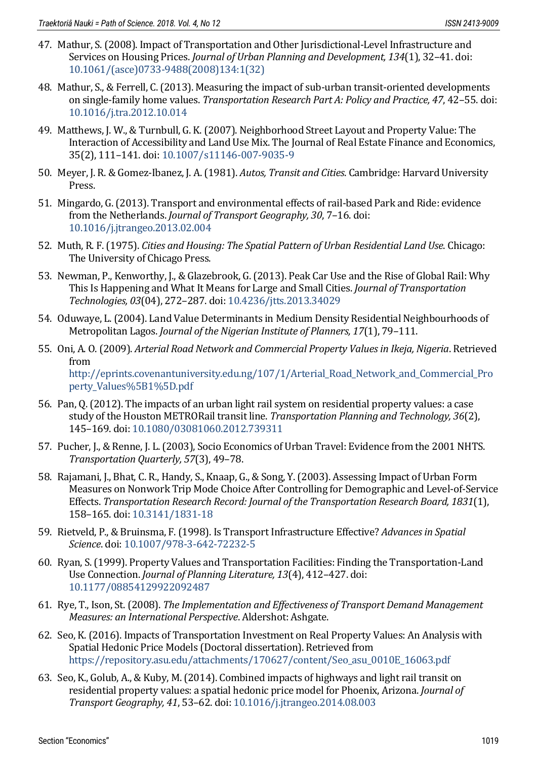47. Mathur, S. (2008). Impact of Transportation and Other Jurisdictional-Level Infrastructure and Services on Housing Prices. *Journal of Urban Planning and Development, 134*(1), 32–41. doi: 10.1061/(asce)0733-9488(2008)134:1(32)

48. Mathur, S., & Ferrell, C. (2013). Measuring the impact of sub-urban transit-oriented developments on single-family home values. *Transportation Research Part A: Policy and Practice, 47*, 42–55. doi: 10.1016/j.tra.2012.10.014

49. Matthews, J. W., & Turnbull, G. K. (2007). Neighborhood Street Layout and Property Value: The Interaction of Accessibility and Land Use Mix. The Journal of Real Estate Finance and Economics, 35(2), 111–141. doi: 10.1007/s11146-007-9035-9

50. Meyer, J. R. & Gomez-Ibanez, J. A. (1981). *Autos, Transit and Cities*. Cambridge: Harvard University Press.

51. Mingardo, G. (2013). Transport and environmental effects of rail-based Park and Ride: evidence from the Netherlands. *Journal of Transport Geography, 30*, 7–16. doi: 10.1016/j.jtrangeo.2013.02.004

52. Muth, R. F. (1975). *Cities and Housing: The Spatial Pattern of Urban Residential Land Use*. Chicago: The University of Chicago Press.

53. Newman, P., Kenworthy, J., & Glazebrook, G. (2013). Peak Car Use and the Rise of Global Rail: Why This Is Happening and What It Means for Large and Small Cities. *Journal of Transportation Technologies, 03*(04), 272–287. doi: 10.4236/jtts.2013.34029

54. Oduwaye, L. (2004). Land Value Determinants in Medium Density Residential Neighbourhoods of Metropolitan Lagos. *Journal of the Nigerian Institute of Planners, 17*(1), 79–111.

55. Oni, A. O. (2009). *Arterial Road Network and Commercial Property Values in Ikeja, Nigeria*. Retrieved from http://eprints.covenantuniversity.edu.ng/107/1/Arterial_Road_Network_and_Commercial_Property_Values%5B1%5D.pdf

56. Pan, Q. (2012). The impacts of an urban light rail system on residential property values: a case study of the Houston METRORail transit line. *Transportation Planning and Technology, 36*(2), 145–169. doi: 10.1080/03081060.2012.739311

57. Pucher, J., & Renne, J. L. (2003), Socio Economics of Urban Travel: Evidence from the 2001 NHTS. *Transportation Quarterly, 57*(3), 49–78.

58. Rajamani, J., Bhat, C. R., Handy, S., Knaap, G., & Song, Y. (2003). Assessing Impact of Urban Form Measures on Nonwork Trip Mode Choice After Controlling for Demographic and Level-of-Service Effects. *Transportation Research Record: Journal of the Transportation Research Board, 1831*(1), 158–165. doi: 10.3141/1831-18

59. Rietveld, P., & Bruinsma, F. (1998). Is Transport Infrastructure Effective? *Advances in Spatial Science*. doi: 10.1007/978-3-642-72232-5

60. Ryan, S. (1999). Property Values and Transportation Facilities: Finding the Transportation-Land Use Connection. *Journal of Planning Literature, 13*(4), 412–427. doi: 10.1177/08854129922092487

61. Rye, T., Ison, St. (2008). *The Implementation and Effectiveness of Transport Demand Management Measures: an International Perspective*. Aldershot: Ashgate.

62. Seo, K. (2016). Impacts of Transportation Investment on Real Property Values: An Analysis with Spatial Hedonic Price Models (Doctoral dissertation). Retrieved from https://repository.asu.edu/attachments/170627/content/Seo_asu_0010E_16063.pdf

63. Seo, K., Golub, A., & Kuby, M. (2014). Combined impacts of highways and light rail transit on residential property values: a spatial hedonic price model for Phoenix, Arizona. *Journal of Transport Geography, 41*, 53–62. doi: 10.1016/j.jtrangeo.2014.08.003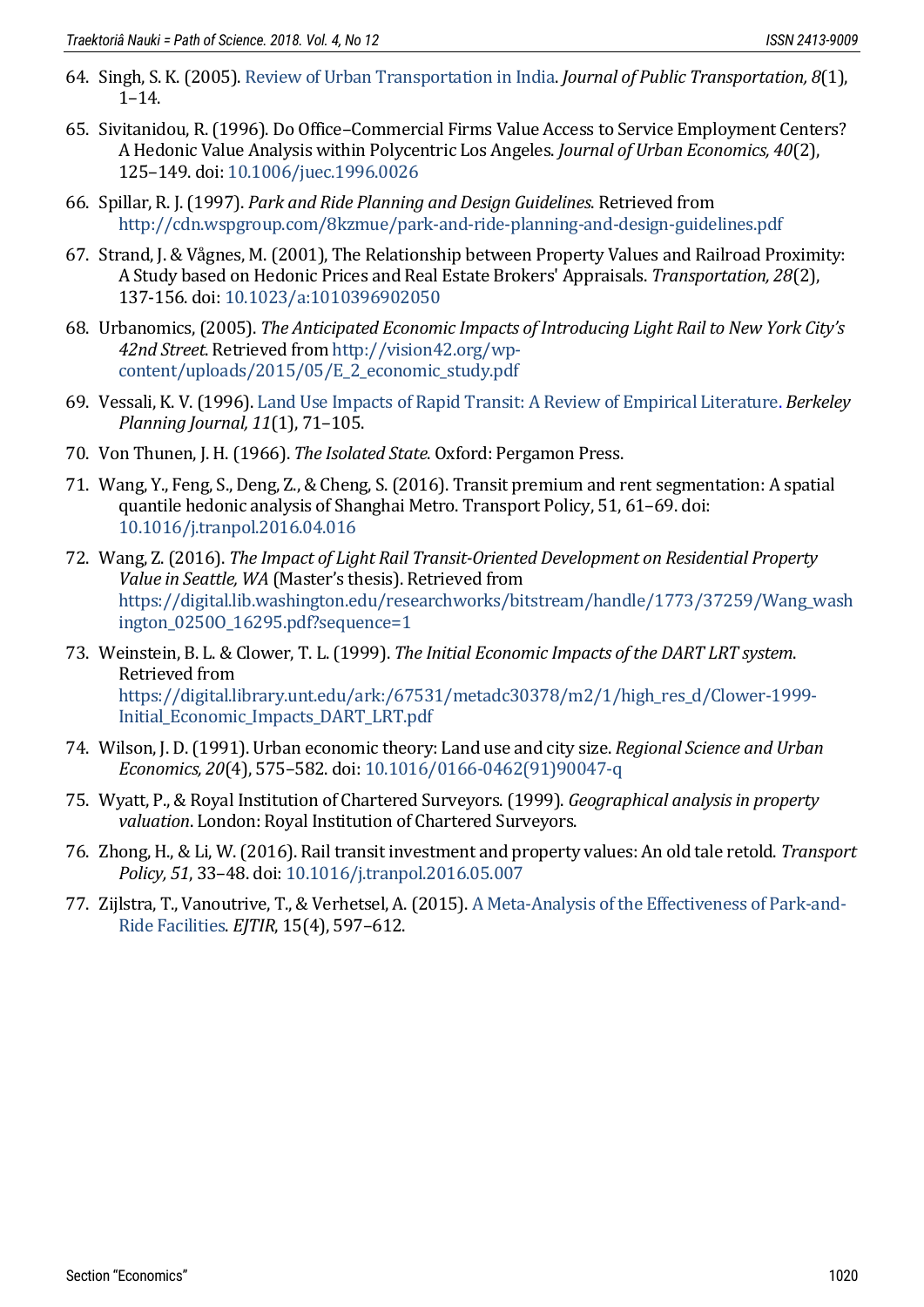64. Singh, S. K. (2005). Review of Urban Transportation in India. *Journal of Public Transportation, 8*(1), 1–14.
65. Sivitanidou, R. (1996). Do Office–Commercial Firms Value Access to Service Employment Centers? A Hedonic Value Analysis within Polycentric Los Angeles. *Journal of Urban Economics, 40*(2), 125–149. doi: 10.1006/juec.1996.0026
66. Spillar, R. J. (1997). *Park and Ride Planning and Design Guidelines*. Retrieved from http://cdn.wspgroup.com/8kzmue/park-and-ride-planning-and-design-guidelines.pdf
67. Strand, J. & Vågnes, M. (2001), The Relationship between Property Values and Railroad Proximity: A Study based on Hedonic Prices and Real Estate Brokers' Appraisals. *Transportation, 28*(2), 137-156. doi: 10.1023/a:1010396902050
68. Urbanomics, (2005). *The Anticipated Economic Impacts of Introducing Light Rail to New York City's 42nd Street*. Retrieved from http://vision42.org/wp-content/uploads/2015/05/E_2_economic_study.pdf
69. Vessali, K. V. (1996). Land Use Impacts of Rapid Transit: A Review of Empirical Literature. *Berkeley Planning Journal, 11*(1), 71–105.
70. Von Thunen, J. H. (1966). *The Isolated State*. Oxford: Pergamon Press.
71. Wang, Y., Feng, S., Deng, Z., & Cheng, S. (2016). Transit premium and rent segmentation: A spatial quantile hedonic analysis of Shanghai Metro. Transport Policy, 51, 61–69. doi: 10.1016/j.tranpol.2016.04.016
72. Wang, Z. (2016). *The Impact of Light Rail Transit-Oriented Development on Residential Property Value in Seattle, WA* (Master's thesis). Retrieved from https://digital.lib.washington.edu/researchworks/bitstream/handle/1773/37259/Wang_washington_0250O_16295.pdf?sequence=1
73. Weinstein, B. L. & Clower, T. L. (1999). *The Initial Economic Impacts of the DART LRT system*. Retrieved from https://digital.library.unt.edu/ark:/67531/metadc30378/m2/1/high_res_d/Clower-1999-Initial_Economic_Impacts_DART_LRT.pdf
74. Wilson, J. D. (1991). Urban economic theory: Land use and city size. *Regional Science and Urban Economics, 20*(4), 575–582. doi: 10.1016/0166-0462(91)90047-q
75. Wyatt, P., & Royal Institution of Chartered Surveyors. (1999). *Geographical analysis in property valuation*. London: Royal Institution of Chartered Surveyors.
76. Zhong, H., & Li, W. (2016). Rail transit investment and property values: An old tale retold. *Transport Policy, 51*, 33–48. doi: 10.1016/j.tranpol.2016.05.007
77. Zijlstra, T., Vanoutrive, T., & Verhetsel, A. (2015). A Meta-Analysis of the Effectiveness of Park-and-Ride Facilities. *EJTIR*, 15(4), 597–612.